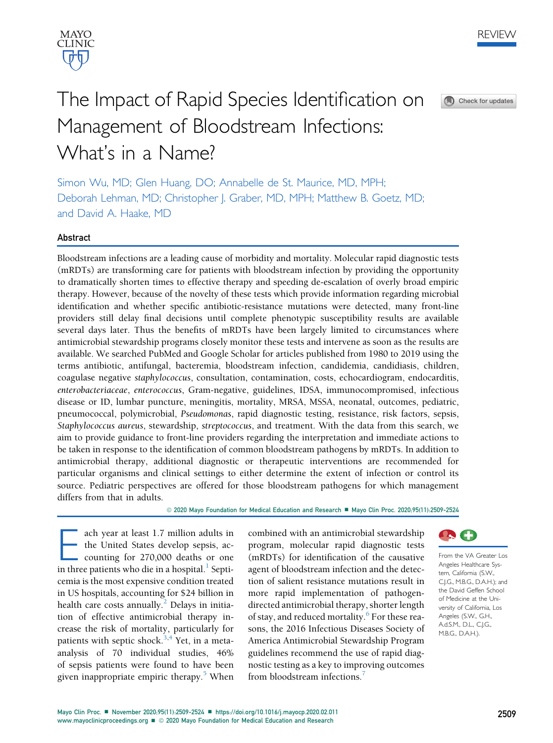REVIEW

# The Impact of Rapid Species Identification on Management of Bloodstream Infections: What's in a Name?

Simon Wu, MD; Glen Huang, DO; Annabelle de St. Maurice, MD, MPH; Deborah Lehman, MD; Christopher J. Graber, MD, MPH; Matthew B. Goetz, MD; and David A. Haake, MD

## Abstract

Bloodstream infections are a leading cause of morbidity and mortality. Molecular rapid diagnostic tests (mRDTs) are transforming care for patients with bloodstream infection by providing the opportunity to dramatically shorten times to effective therapy and speeding de-escalation of overly broad empiric therapy. However, because of the novelty of these tests which provide information regarding microbial identification and whether specific antibiotic-resistance mutations were detected, many front-line providers still delay final decisions until complete phenotypic susceptibility results are available several days later. Thus the benefits of mRDTs have been largely limited to circumstances where antimicrobial stewardship programs closely monitor these tests and intervene as soon as the results are available. We searched PubMed and Google Scholar for articles published from 1980 to 2019 using the terms antibiotic, antifungal, bacteremia, bloodstream infection, candidemia, candidiasis, children, coagulase negative *staphylococcus*, consultation, contamination, costs, echocardiogram, endocarditis, *enterobacteriaceae*, *enterococcus*, Gram-negative, guidelines, IDSA, immunocompromised, infectious disease or ID, lumbar puncture, meningitis, mortality, MRSA, MSSA, neonatal, outcomes, pediatric, pneumococcal, polymicrobial, *Pseudomonas*, rapid diagnostic testing, resistance, risk factors, sepsis, *Staphylococcus aureus*, stewardship, *streptococcus*, and treatment. With the data from this search, we aim to provide guidance to front-line providers regarding the interpretation and immediate actions to be taken in response to the identification of common bloodstream pathogens by mRDTs. In addition to antimicrobial therapy, additional diagnostic or therapeutic interventions are recommended for particular organisms and clinical settings to either determine the extent of infection or control its source. Pediatric perspectives are offered for those bloodstream pathogens for which management differs from that in adults.

© 2020 Mayo Foundation for Medical Education and Research ■ Mayo Clin Proc. 2020;95(11):2509-2524

Each year at least 1.7 million adults in the United States develop sepsis, accounting for 270,000 deaths or one in three patients who die in a hospital.[1] Septicemia is the most expensive condition treated in US hospitals, accounting for $24 billion in health care costs annually.[2] Delays in initiation of effective antimicrobial therapy increase the risk of mortality, particularly for patients with septic shock.[3,4] Yet, in a meta-analysis of 70 individual studies, 46% of sepsis patients were found to have been given inappropriate empiric therapy.[5] When combined with an antimicrobial stewardship program, molecular rapid diagnostic tests (mRDTs) for identification of the causative agent of bloodstream infection and the detection of salient resistance mutations result in more rapid implementation of pathogen-directed antimicrobial therapy, shorter length of stay, and reduced mortality.[6] For these reasons, the 2016 Infectious Diseases Society of America Antimicrobial Stewardship Program guidelines recommend the use of rapid diagnostic testing as a key to improving outcomes from bloodstream infections.[7]

From the VA Greater Los Angeles Healthcare System, California (S.W., C.J.G., M.B.G., D.A.H.); and the David Geffen School of Medicine at the University of California, Los Angeles (S.W., G.H., A.d.S.M., D.L., C.J.G., M.B.G., D.A.H.).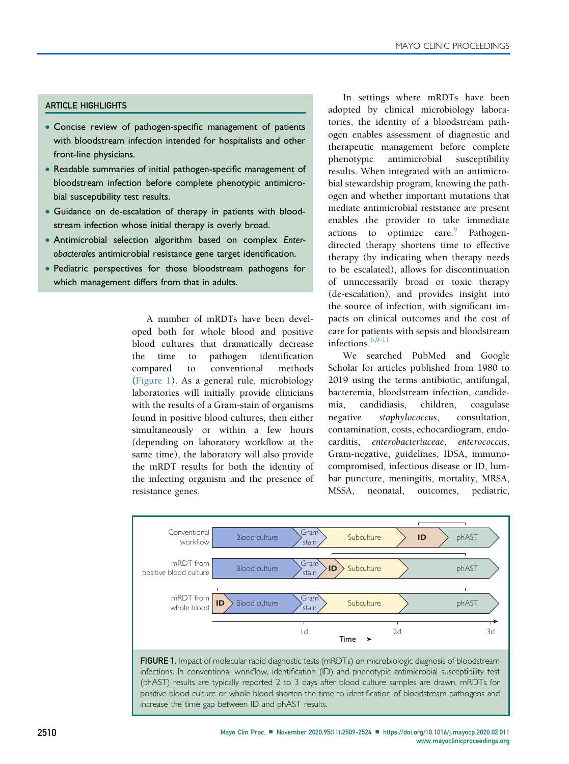## ARTICLE HIGHLIGHTS

- Concise review of pathogen-specific management of patients with bloodstream infection intended for hospitalists and other front-line physicians.
- Readable summaries of initial pathogen-specific management of bloodstream infection before complete phenotypic antimicrobial susceptibility test results.
- Guidance on de-escalation of therapy in patients with bloodstream infection whose initial therapy is overly broad.
- Antimicrobial selection algorithm based on complex *Enterobacterales* antimicrobial resistance gene target identification.
- Pediatric perspectives for those bloodstream pathogens for which management differs from that in adults.

A number of mRDTs have been developed both for whole blood and positive blood cultures that dramatically decrease the time to pathogen identification compared to conventional methods (Figure 1). As a general rule, microbiology laboratories will initially provide clinicians with the results of a Gram-stain of organisms found in positive blood cultures, then either simultaneously or within a few hours (depending on laboratory workflow at the same time), the laboratory will also provide the mRDT results for both the identity of the infecting organism and the presence of resistance genes.

In settings where mRDTs have been adopted by clinical microbiology laboratories, the identity of a bloodstream pathogen enables assessment of diagnostic and therapeutic management before complete phenotypic antimicrobial susceptibility results. When integrated with an antimicrobial stewardship program, knowing the pathogen and whether important mutations that mediate antimicrobial resistance are present enables the provider to take immediate actions to optimize care.[8] Pathogen-directed therapy shortens time to effective therapy (by indicating when therapy needs to be escalated), allows for discontinuation of unnecessarily broad or toxic therapy (de-escalation), and provides insight into the source of infection, with significant impacts on clinical outcomes and the cost of care for patients with sepsis and bloodstream infections.[6,9-11]

We searched PubMed and Google Scholar for articles published from 1980 to 2019 using the terms antibiotic, antifungal, bacteremia, bloodstream infection, candidemia, candidiasis, children, coagulase negative *staphylococcus*, consultation, contamination, costs, echocardiogram, endocarditis, *enterobacteriaceae*, *enterococcus*, Gram-negative, guidelines, IDSA, immunocompromised, infectious disease or ID, lumbar puncture, meningitis, mortality, MRSA, MSSA, neonatal, outcomes, pediatric,

| | | | | | |
|---|---|---|---|---|---|
| Conventional workflow | Blood culture | Gram stain | Subculture | ID | phAST |
| mRDT from positive blood culture | Blood culture | Gram stain | ID | Subculture | phAST |
| mRDT from whole blood | ID | Blood culture | Gram stain | Subculture | phAST |

Time → (1d, 2d, 3d)

**FIGURE 1.** Impact of molecular rapid diagnostic tests (mRDTs) on microbiologic diagnosis of bloodstream infections. In conventional workflow, identification (ID) and phenotypic antimicrobial susceptibility test (phAST) results are typically reported 2 to 3 days after blood culture samples are drawn. mRDTs for positive blood culture or whole blood shorten the time to identification of bloodstream pathogens and increase the time gap between ID and phAST results.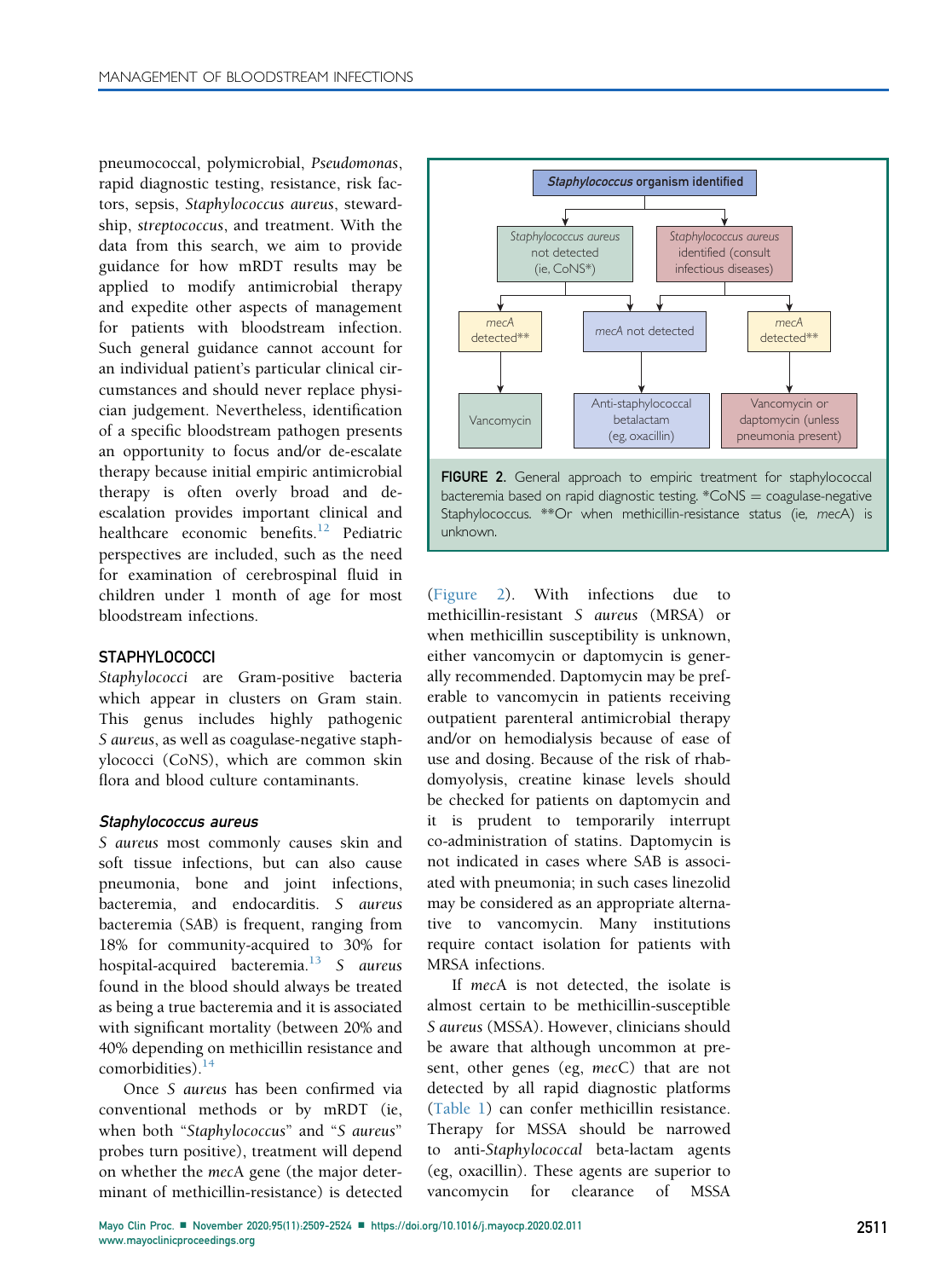pneumococcal, polymicrobial, *Pseudomonas*, rapid diagnostic testing, resistance, risk factors, sepsis, *Staphylococcus aureus*, stewardship, *streptococcus*, and treatment. With the data from this search, we aim to provide guidance for how mRDT results may be applied to modify antimicrobial therapy and expedite other aspects of management for patients with bloodstream infection. Such general guidance cannot account for an individual patient's particular clinical circumstances and should never replace physician judgement. Nevertheless, identification of a specific bloodstream pathogen presents an opportunity to focus and/or de-escalate therapy because initial empiric antimicrobial therapy is often overly broad and de-escalation provides important clinical and healthcare economic benefits.[12] Pediatric perspectives are included, such as the need for examination of cerebrospinal fluid in children under 1 month of age for most bloodstream infections.

## STAPHYLOCOCCI

*Staphylococci* are Gram-positive bacteria which appear in clusters on Gram stain. This genus includes highly pathogenic *S aureus*, as well as coagulase-negative staphylococci (CoNS), which are common skin flora and blood culture contaminants.

### *Staphylococcus aureus*

*S aureus* most commonly causes skin and soft tissue infections, but can also cause pneumonia, bone and joint infections, bacteremia, and endocarditis. *S aureus* bacteremia (SAB) is frequent, ranging from 18% for community-acquired to 30% for hospital-acquired bacteremia.[13] *S aureus* found in the blood should always be treated as being a true bacteremia and it is associated with significant mortality (between 20% and 40% depending on methicillin resistance and comorbidities).[14]

Once *S aureus* has been confirmed via conventional methods or by mRDT (ie, when both "*Staphylococcus*" and "*S aureus*" probes turn positive), treatment will depend on whether the *mecA* gene (the major determinant of methicillin-resistance) is detected (Figure 2). With infections due to methicillin-resistant *S aureus* (MRSA) or when methicillin susceptibility is unknown, either vancomycin or daptomycin is generally recommended. Daptomycin may be preferable to vancomycin in patients receiving outpatient parenteral antimicrobial therapy and/or on hemodialysis because of ease of use and dosing. Because of the risk of rhabdomyolysis, creatine kinase levels should be checked for patients on daptomycin and it is prudent to temporarily interrupt co-administration of statins. Daptomycin is not indicated in cases where SAB is associated with pneumonia; in such cases linezolid may be considered as an appropriate alternative to vancomycin. Many institutions require contact isolation for patients with MRSA infections.

If *mecA* is not detected, the isolate is almost certain to be methicillin-susceptible *S aureus* (MSSA). However, clinicians should be aware that although uncommon at present, other genes (eg, *mecC*) that are not detected by all rapid diagnostic platforms (Table 1) can confer methicillin resistance. Therapy for MSSA should be narrowed to anti-*Staphylococcal* beta-lactam agents (eg, oxacillin). These agents are superior to vancomycin for clearance of MSSA

*Staphylococcus* organism identified
- *Staphylococcus aureus* not detected (ie, CoNS*)
  - *mecA* detected** → Vancomycin
  - *mecA* not detected → Anti-staphylococcal betalactam (eg, oxacillin)
- *Staphylococcus aureus* identified (consult infectious diseases)
  - *mecA* not detected → Anti-staphylococcal betalactam (eg, oxacillin)
  - *mecA* detected** → Vancomycin or daptomycin (unless pneumonia present)

**FIGURE 2.** General approach to empiric treatment for staphylococcal bacteremia based on rapid diagnostic testing. *CoNS = coagulase-negative Staphylococcus. **Or when methicillin-resistance status (ie, *mecA*) is unknown.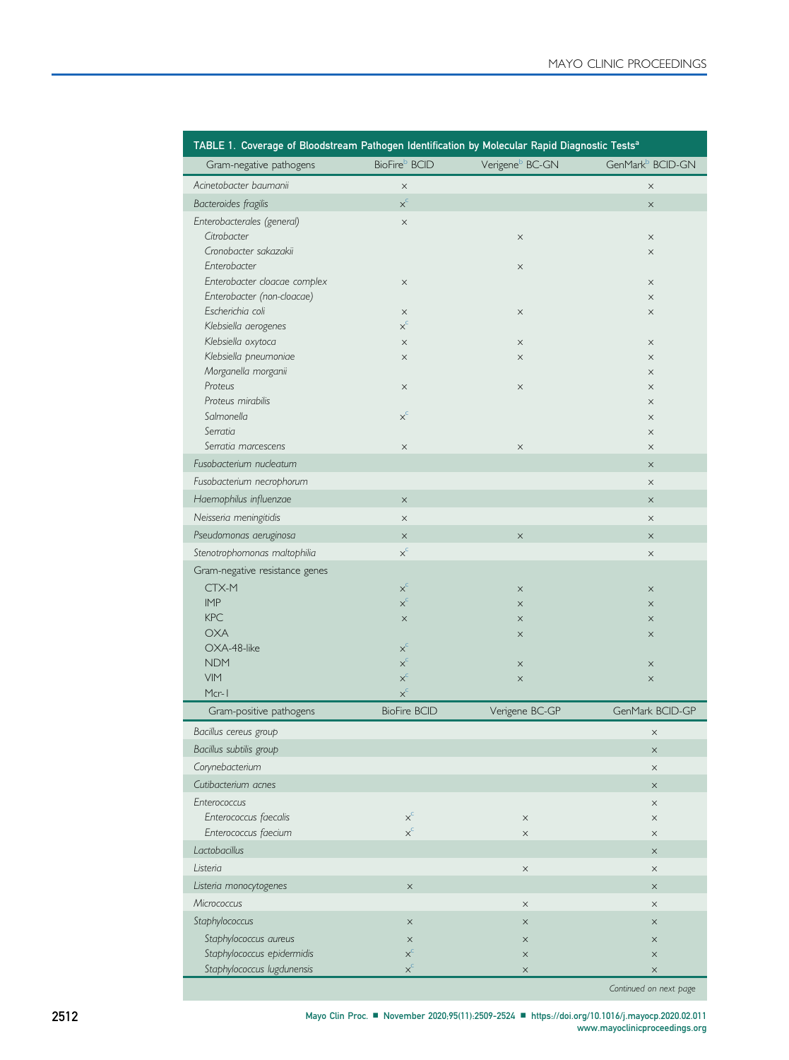**TABLE 1. Coverage of Bloodstream Pathogen Identification by Molecular Rapid Diagnostic Tests[a]**

| Gram-negative pathogens | BioFire[b] BCID | Verigene[b] BC-GN | GenMark[b] BCID-GN |
|---|---|---|---|
| *Acinetobacter baumanii* | × | | × |
| *Bacteroides fragilis* | ×[c] | | × |
| *Enterobacterales (general)* | × | | |
| *Citrobacter* | | × | × |
| *Cronobacter sakazakii* | | | × |
| *Enterobacter* | | × | |
| *Enterobacter cloacae complex* | × | | × |
| *Enterobacter (non-cloacae)* | | | × |
| *Escherichia coli* | × | × | × |
| *Klebsiella aerogenes* | ×[c] | | |
| *Klebsiella oxytoca* | × | × | × |
| *Klebsiella pneumoniae* | × | × | × |
| *Morganella morganii* | | | × |
| *Proteus* | × | × | × |
| *Proteus mirabilis* | | | × |
| *Salmonella* | ×[c] | | × |
| *Serratia* | | | × |
| *Serratia marcescens* | × | × | × |
| *Fusobacterium nucleatum* | | | × |
| *Fusobacterium necrophorum* | | | × |
| *Haemophilus influenzae* | × | | × |
| *Neisseria meningitidis* | × | | × |
| *Pseudomonas aeruginosa* | × | × | × |
| *Stenotrophomonas maltophilia* | ×[c] | | × |
| Gram-negative resistance genes | | | |
| CTX-M | ×[c] | × | × |
| IMP | ×[c] | × | × |
| KPC | × | × | × |
| OXA | | × | × |
| OXA-48-like | ×[c] | | |
| NDM | ×[c] | × | × |
| VIM | ×[c] | × | × |
| Mcr-1 | ×[c] | | |
| **Gram-positive pathogens** | **BioFire BCID** | **Verigene BC-GP** | **GenMark BCID-GP** |
| *Bacillus cereus group* | | | × |
| *Bacillus subtilis group* | | | × |
| *Corynebacterium* | | | × |
| *Cutibacterium acnes* | | | × |
| *Enterococcus* | | | × |
| *Enterococcus faecalis* | ×[c] | × | × |
| *Enterococcus faecium* | ×[c] | × | × |
| *Lactobacillus* | | | × |
| *Listeria* | | × | × |
| *Listeria monocytogenes* | × | | × |
| *Micrococcus* | | × | × |
| *Staphylococcus* | × | × | × |
| *Staphylococcus aureus* | × | × | × |
| *Staphylococcus epidermidis* | ×[c] | × | × |
| *Staphylococcus lugdunensis* | ×[c] | × | × |

*Continued on next page*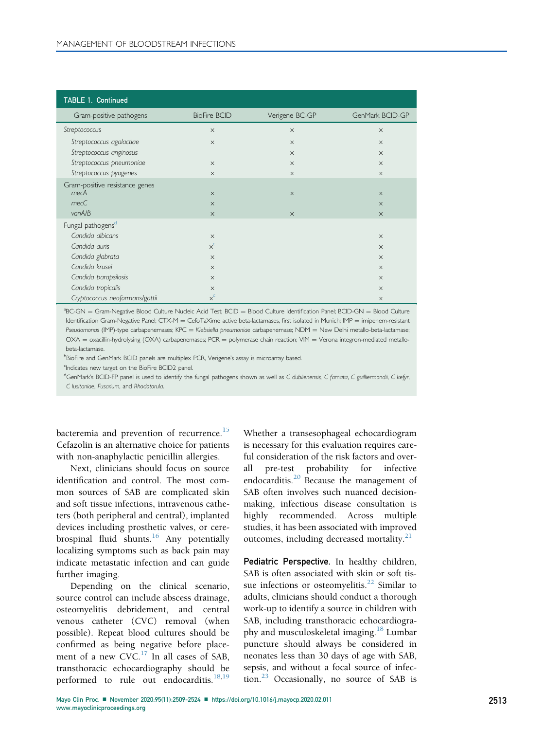**TABLE 1. Continued**

| Gram-positive pathogens | BioFire BCID | Verigene BC-GP | GenMark BCID-GP |
|---|---|---|---|
| *Streptococcus* | × | × | × |
| *Streptococcus agalactiae* | × | × | × |
| *Streptococcus anginosus* | | × | × |
| *Streptococcus pneumoniae* | × | × | × |
| *Streptococcus pyogenes* | × | × | × |
| Gram-positive resistance genes | | | |
| *mecA* | × | × | × |
| *mecC* | × | | × |
| *vanA/B* | × | × | × |
| Fungal pathogens[d] | | | |
| *Candida albicans* | × | | × |
| *Candida auris* | ×[c] | | × |
| *Candida glabrata* | × | | × |
| *Candida krusei* | × | | × |
| *Candida parapsilosis* | × | | × |
| *Candida tropicalis* | × | | × |
| *Cryptococcus neoformans/gattii* | ×[c] | | × |

[a]BC-GN = Gram-Negative Blood Culture Nucleic Acid Test; BCID = Blood Culture Identification Panel; BCID-GN = Blood Culture Identification Gram-Negative Panel; CTX-M = CefoTaXime active beta-lactamases, first isolated in Munich; IMP = imipenem-resistant *Pseudomonas* (IMP)-type carbapenemases; KPC = *Klebsiella pneumoniae* carbapenemase; NDM = New Delhi metallo-beta-lactamase; OXA = oxacillin-hydrolysing (OXA) carbapenemases; PCR = polymerase chain reaction; VIM = Verona integron-mediated metallo-beta-lactamase.

[b]BioFire and GenMark BCID panels are multiplex PCR, Verigene's assay is microarray based.

[c]Indicates new target on the BioFire BCID2 panel.

[d]GenMark's BCID-FP panel is used to identify the fungal pathogens shown as well as *C dublienensis, C famata, C guilliermondii, C kefyr, C lusitaniae, Fusarium,* and *Rhodotorula*.

bacteremia and prevention of recurrence.[15] Cefazolin is an alternative choice for patients with non-anaphylactic penicillin allergies.

Next, clinicians should focus on source identification and control. The most common sources of SAB are complicated skin and soft tissue infections, intravenous catheters (both peripheral and central), implanted devices including prosthetic valves, or cerebrospinal fluid shunts.[16] Any potentially localizing symptoms such as back pain may indicate metastatic infection and can guide further imaging.

Depending on the clinical scenario, source control can include abscess drainage, osteomyelitis debridement, and central venous catheter (CVC) removal (when possible). Repeat blood cultures should be confirmed as being negative before placement of a new CVC.[17] In all cases of SAB, transthoracic echocardiography should be performed to rule out endocarditis.[18,19] Whether a transesophageal echocardiogram is necessary for this evaluation requires careful consideration of the risk factors and overall pre-test probability for infective endocarditis.[20] Because the management of SAB often involves such nuanced decision-making, infectious disease consultation is highly recommended. Across multiple studies, it has been associated with improved outcomes, including decreased mortality.[21]

**Pediatric Perspective.** In healthy children, SAB is often associated with skin or soft tissue infections or osteomyelitis.[22] Similar to adults, clinicians should conduct a thorough work-up to identify a source in children with SAB, including transthoracic echocardiography and musculoskeletal imaging.[18] Lumbar puncture should always be considered in neonates less than 30 days of age with SAB, sepsis, and without a focal source of infection.[23] Occasionally, no source of SAB is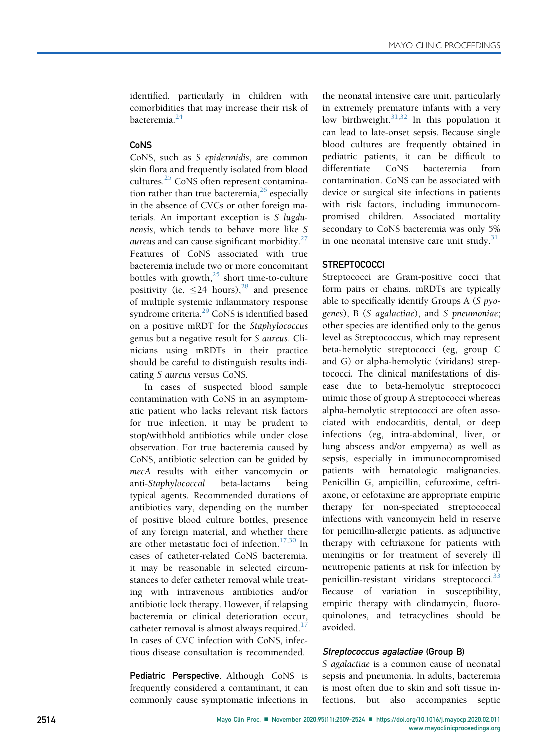identified, particularly in children with comorbidities that may increase their risk of bacteremia.[24]

### CoNS

CoNS, such as *S epidermidis*, are common skin flora and frequently isolated from blood cultures.[25] CoNS often represent contamination rather than true bacteremia,[26] especially in the absence of CVCs or other foreign materials. An important exception is *S lugdunensis*, which tends to behave more like *S aureus* and can cause significant morbidity.[27] Features of CoNS associated with true bacteremia include two or more concomitant bottles with growth,[25] short time-to-culture positivity (ie, ≤24 hours),[28] and presence of multiple systemic inflammatory response syndrome criteria.[29] CoNS is identified based on a positive mRDT for the *Staphylococcus* genus but a negative result for *S aureus*. Clinicians using mRDTs in their practice should be careful to distinguish results indicating *S aureus* versus CoNS.

In cases of suspected blood sample contamination with CoNS in an asymptomatic patient who lacks relevant risk factors for true infection, it may be prudent to stop/withhold antibiotics while under close observation. For true bacteremia caused by CoNS, antibiotic selection can be guided by *mecA* results with either vancomycin or anti-*Staphylococcal* beta-lactams being typical agents. Recommended durations of antibiotics vary, depending on the number of positive blood culture bottles, presence of any foreign material, and whether there are other metastatic foci of infection.[17,30] In cases of catheter-related CoNS bacteremia, it may be reasonable in selected circumstances to defer catheter removal while treating with intravenous antibiotics and/or antibiotic lock therapy. However, if relapsing bacteremia or clinical deterioration occur, catheter removal is almost always required.[17] In cases of CVC infection with CoNS, infectious disease consultation is recommended.

**Pediatric Perspective.** Although CoNS is frequently considered a contaminant, it can commonly cause symptomatic infections in the neonatal intensive care unit, particularly in extremely premature infants with a very low birthweight.[31,32] In this population it can lead to late-onset sepsis. Because single blood cultures are frequently obtained in pediatric patients, it can be difficult to differentiate CoNS bacteremia from contamination. CoNS can be associated with device or surgical site infections in patients with risk factors, including immunocompromised children. Associated mortality secondary to CoNS bacteremia was only 5% in one neonatal intensive care unit study.[31]

## STREPTOCOCCI

Streptococci are Gram-positive cocci that form pairs or chains. mRDTs are typically able to specifically identify Groups A (*S pyogenes*), B (*S agalactiae*), and *S pneumoniae*; other species are identified only to the genus level as Streptococcus, which may represent beta-hemolytic streptococci (eg, group C and G) or alpha-hemolytic (viridans) streptococci. The clinical manifestations of disease due to beta-hemolytic streptococci mimic those of group A streptococci whereas alpha-hemolytic streptococci are often associated with endocarditis, dental, or deep infections (eg, intra-abdominal, liver, or lung abscess and/or empyema) as well as sepsis, especially in immunocompromised patients with hematologic malignancies. Penicillin G, ampicillin, cefuroxime, ceftriaxone, or cefotaxime are appropriate empiric therapy for non-speciated streptococcal infections with vancomycin held in reserve for penicillin-allergic patients, as adjunctive therapy with ceftriaxone for patients with meningitis or for treatment of severely ill neutropenic patients at risk for infection by penicillin-resistant viridans streptococci.[33] Because of variation in susceptibility, empiric therapy with clindamycin, fluoroquinolones, and tetracyclines should be avoided.

### *Streptococcus agalactiae* (Group B)

*S agalactiae* is a common cause of neonatal sepsis and pneumonia. In adults, bacteremia is most often due to skin and soft tissue infections, but also accompanies septic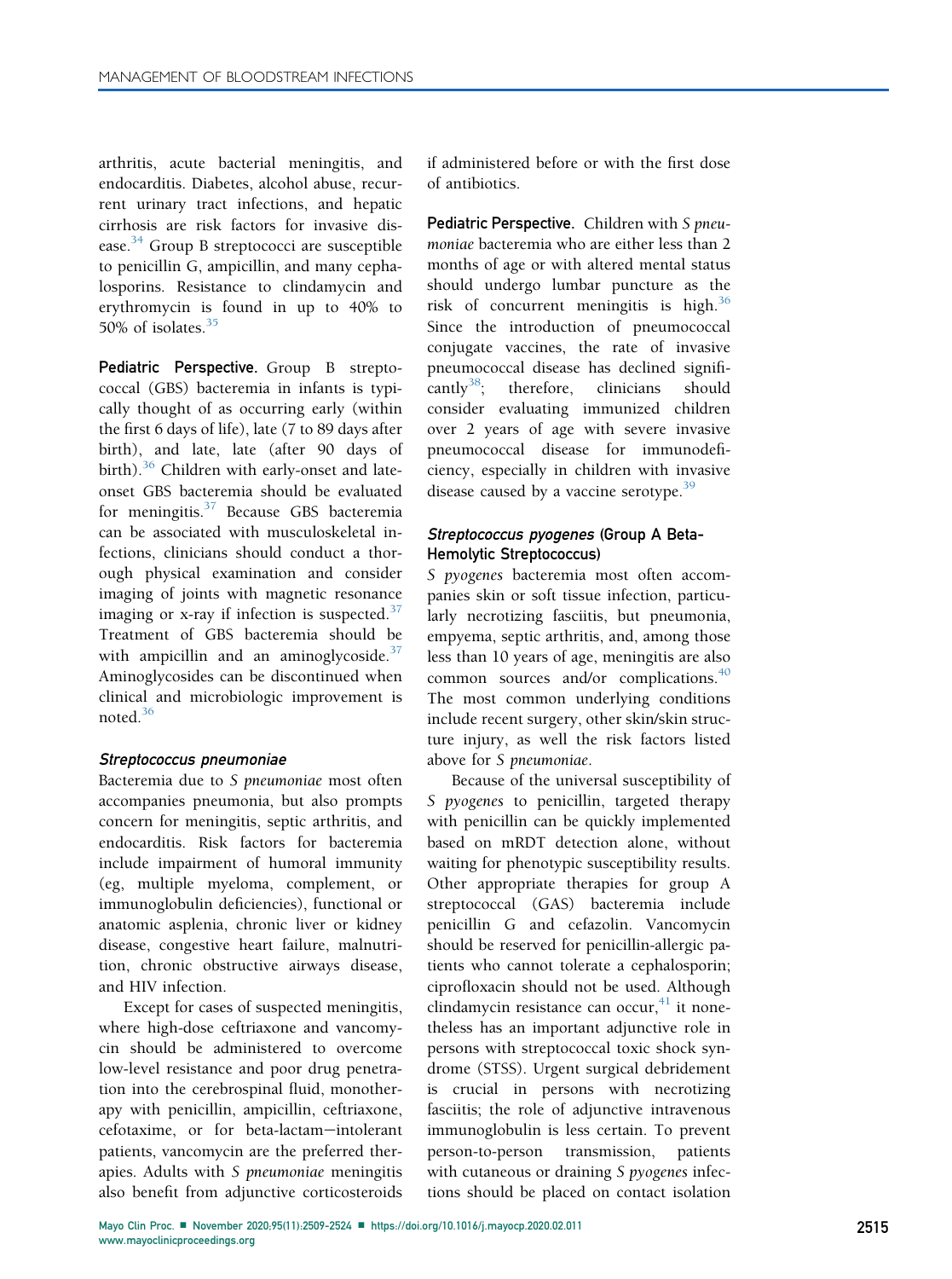arthritis, acute bacterial meningitis, and endocarditis. Diabetes, alcohol abuse, recurrent urinary tract infections, and hepatic cirrhosis are risk factors for invasive disease.[34] Group B streptococci are susceptible to penicillin G, ampicillin, and many cephalosporins. Resistance to clindamycin and erythromycin is found in up to 40% to 50% of isolates.[35]

**Pediatric Perspective.** Group B streptococcal (GBS) bacteremia in infants is typically thought of as occurring early (within the first 6 days of life), late (7 to 89 days after birth), and late, late (after 90 days of birth).[36] Children with early-onset and late-onset GBS bacteremia should be evaluated for meningitis.[37] Because GBS bacteremia can be associated with musculoskeletal infections, clinicians should conduct a thorough physical examination and consider imaging of joints with magnetic resonance imaging or x-ray if infection is suspected.[37] Treatment of GBS bacteremia should be with ampicillin and an aminoglycoside.[37] Aminoglycosides can be discontinued when clinical and microbiologic improvement is noted.[36]

### *Streptococcus pneumoniae*

Bacteremia due to *S pneumoniae* most often accompanies pneumonia, but also prompts concern for meningitis, septic arthritis, and endocarditis. Risk factors for bacteremia include impairment of humoral immunity (eg, multiple myeloma, complement, or immunoglobulin deficiencies), functional or anatomic asplenia, chronic liver or kidney disease, congestive heart failure, malnutrition, chronic obstructive airways disease, and HIV infection.

Except for cases of suspected meningitis, where high-dose ceftriaxone and vancomycin should be administered to overcome low-level resistance and poor drug penetration into the cerebrospinal fluid, monotherapy with penicillin, ampicillin, ceftriaxone, cefotaxime, or for beta-lactam−intolerant patients, vancomycin are the preferred therapies. Adults with *S pneumoniae* meningitis also benefit from adjunctive corticosteroids if administered before or with the first dose of antibiotics.

**Pediatric Perspective.** Children with *S pneumoniae* bacteremia who are either less than 2 months of age or with altered mental status should undergo lumbar puncture as the risk of concurrent meningitis is high.[36] Since the introduction of pneumococcal conjugate vaccines, the rate of invasive pneumococcal disease has declined significantly[38]; therefore, clinicians should consider evaluating immunized children over 2 years of age with severe invasive pneumococcal disease for immunodeficiency, especially in children with invasive disease caused by a vaccine serotype.[39]

### *Streptococcus pyogenes* (Group A Beta-Hemolytic Streptococcus)

*S pyogenes* bacteremia most often accompanies skin or soft tissue infection, particularly necrotizing fasciitis, but pneumonia, empyema, septic arthritis, and, among those less than 10 years of age, meningitis are also common sources and/or complications.[40] The most common underlying conditions include recent surgery, other skin/skin structure injury, as well the risk factors listed above for *S pneumoniae*.

Because of the universal susceptibility of *S pyogenes* to penicillin, targeted therapy with penicillin can be quickly implemented based on mRDT detection alone, without waiting for phenotypic susceptibility results. Other appropriate therapies for group A streptococcal (GAS) bacteremia include penicillin G and cefazolin. Vancomycin should be reserved for penicillin-allergic patients who cannot tolerate a cephalosporin; ciprofloxacin should not be used. Although clindamycin resistance can occur,[41] it nonetheless has an important adjunctive role in persons with streptococcal toxic shock syndrome (STSS). Urgent surgical debridement is crucial in persons with necrotizing fasciitis; the role of adjunctive intravenous immunoglobulin is less certain. To prevent person-to-person transmission, patients with cutaneous or draining *S pyogenes* infections should be placed on contact isolation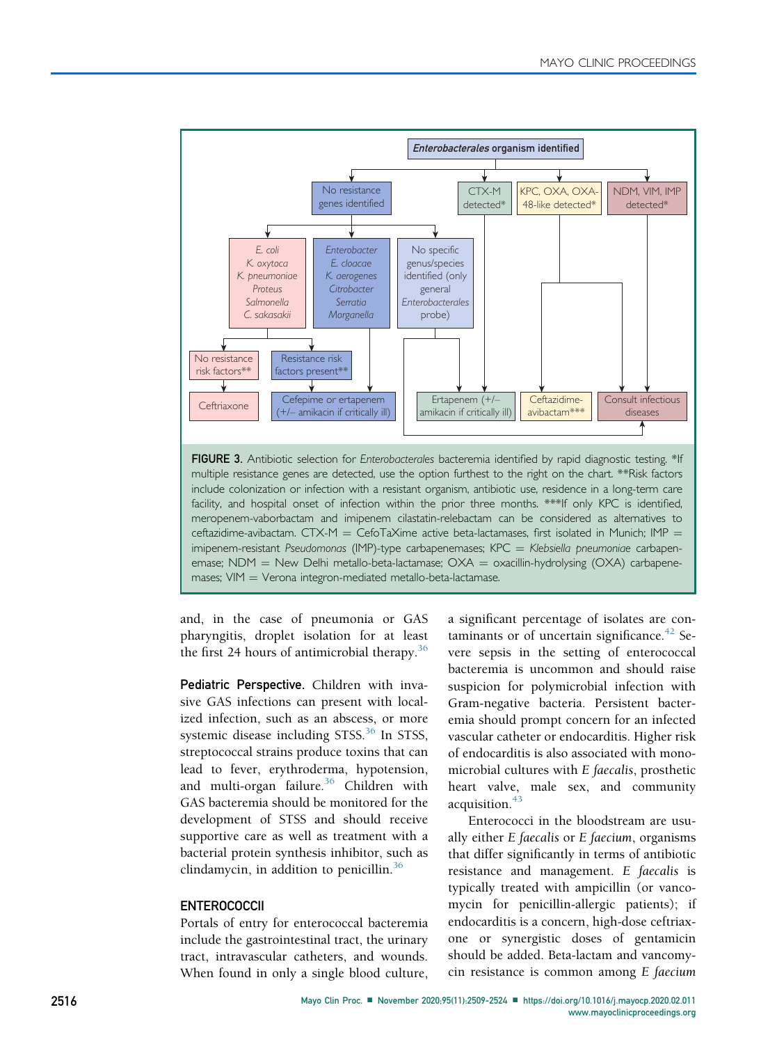**Enterobacterales organism identified**

- No resistance genes identified
  - *E. coli*, *K. oxytoca*, *K. pneumoniae*, *Proteus*, *Salmonella*, *C. sakasakii*
    - No resistance risk factors** → Ceftriaxone
    - Resistance risk factors present** → Cefepime or ertapenem (+/– amikacin if critically ill)
  - *Enterobacter*, *E. cloacae*, *K. aerogenes*, *Citrobacter*, *Serratia*, *Morganella* → Cefepime or ertapenem (+/– amikacin if critically ill)
  - No specific genus/species identified (only general *Enterobacterales* probe) → Ertapenem (+/– amikacin if critically ill); Consult infectious diseases
- CTX-M detected* → Ertapenem (+/– amikacin if critically ill)
- KPC, OXA, OXA-48-like detected* → Ceftazidime-avibactam***; Consult infectious diseases
- NDM, VIM, IMP detected* → Consult infectious diseases

**FIGURE 3.** Antibiotic selection for *Enterobacterales* bacteremia identified by rapid diagnostic testing. *If multiple resistance genes are detected, use the option furthest to the right on the chart. **Risk factors include colonization or infection with a resistant organism, antibiotic use, residence in a long-term care facility, and hospital onset of infection within the prior three months. ***If only KPC is identified, meropenem-vaborbactam and imipenem cilastatin-relebactam can be considered as alternatives to ceftazidime-avibactam. CTX-M = CefoTaXime active beta-lactamases, first isolated in Munich; IMP = imipenem-resistant *Pseudomonas* (IMP)-type carbapenemases; KPC = *Klebsiella pneumoniae* carbapenemase; NDM = New Delhi metallo-beta-lactamase; OXA = oxacillin-hydrolysing (OXA) carbapenemases; VIM = Verona integron-mediated metallo-beta-lactamase.

and, in the case of pneumonia or GAS pharyngitis, droplet isolation for at least the first 24 hours of antimicrobial therapy.[36]

**Pediatric Perspective.** Children with invasive GAS infections can present with localized infection, such as an abscess, or more systemic disease including STSS.[36] In STSS, streptococcal strains produce toxins that can lead to fever, erythroderma, hypotension, and multi-organ failure.[36] Children with GAS bacteremia should be monitored for the development of STSS and should receive supportive care as well as treatment with a bacterial protein synthesis inhibitor, such as clindamycin, in addition to penicillin.[36]

## ENTEROCOCCII

Portals of entry for enterococcal bacteremia include the gastrointestinal tract, the urinary tract, intravascular catheters, and wounds. When found in only a single blood culture, a significant percentage of isolates are contaminants or of uncertain significance.[42] Severe sepsis in the setting of enterococcal bacteremia is uncommon and should raise suspicion for polymicrobial infection with Gram-negative bacteria. Persistent bacteremia should prompt concern for an infected vascular catheter or endocarditis. Higher risk of endocarditis is also associated with monomicrobial cultures with *E faecalis*, prosthetic heart valve, male sex, and community acquisition.[43]

Enterococci in the bloodstream are usually either *E faecalis* or *E faecium*, organisms that differ significantly in terms of antibiotic resistance and management. *E faecalis* is typically treated with ampicillin (or vancomycin for penicillin-allergic patients); if endocarditis is a concern, high-dose ceftriaxone or synergistic doses of gentamicin should be added. Beta-lactam and vancomycin resistance is common among *E faecium*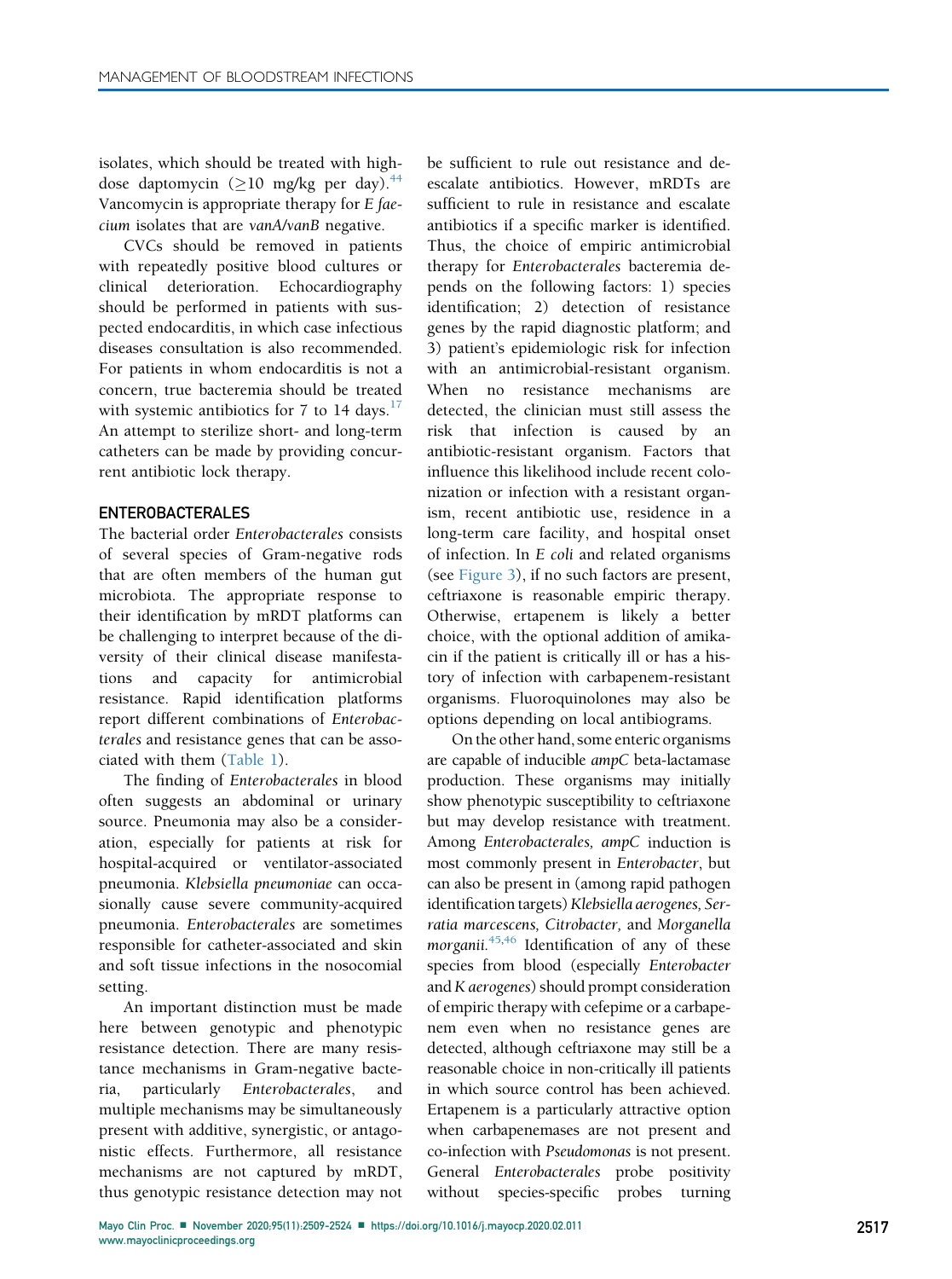isolates, which should be treated with high-dose daptomycin (≥10 mg/kg per day).[44] Vancomycin is appropriate therapy for *E faecium* isolates that are *vanA/vanB* negative.

CVCs should be removed in patients with repeatedly positive blood cultures or clinical deterioration. Echocardiography should be performed in patients with suspected endocarditis, in which case infectious diseases consultation is also recommended. For patients in whom endocarditis is not a concern, true bacteremia should be treated with systemic antibiotics for 7 to 14 days.[17] An attempt to sterilize short- and long-term catheters can be made by providing concurrent antibiotic lock therapy.

## ENTEROBACTERALES

The bacterial order *Enterobacterales* consists of several species of Gram-negative rods that are often members of the human gut microbiota. The appropriate response to their identification by mRDT platforms can be challenging to interpret because of the diversity of their clinical disease manifestations and capacity for antimicrobial resistance. Rapid identification platforms report different combinations of *Enterobacterales* and resistance genes that can be associated with them (Table 1).

The finding of *Enterobacterales* in blood often suggests an abdominal or urinary source. Pneumonia may also be a consideration, especially for patients at risk for hospital-acquired or ventilator-associated pneumonia. *Klebsiella pneumoniae* can occasionally cause severe community-acquired pneumonia. *Enterobacterales* are sometimes responsible for catheter-associated and skin and soft tissue infections in the nosocomial setting.

An important distinction must be made here between genotypic and phenotypic resistance detection. There are many resistance mechanisms in Gram-negative bacteria, particularly *Enterobacterales*, and multiple mechanisms may be simultaneously present with additive, synergistic, or antagonistic effects. Furthermore, all resistance mechanisms are not captured by mRDT, thus genotypic resistance detection may not be sufficient to rule out resistance and de-escalate antibiotics. However, mRDTs are sufficient to rule in resistance and escalate antibiotics if a specific marker is identified. Thus, the choice of empiric antimicrobial therapy for *Enterobacterales* bacteremia depends on the following factors: 1) species identification; 2) detection of resistance genes by the rapid diagnostic platform; and 3) patient's epidemiologic risk for infection with an antimicrobial-resistant organism. When no resistance mechanisms are detected, the clinician must still assess the risk that infection is caused by an antibiotic-resistant organism. Factors that influence this likelihood include recent colonization or infection with a resistant organism, recent antibiotic use, residence in a long-term care facility, and hospital onset of infection. In *E coli* and related organisms (see Figure 3), if no such factors are present, ceftriaxone is reasonable empiric therapy. Otherwise, ertapenem is likely a better choice, with the optional addition of amikacin if the patient is critically ill or has a history of infection with carbapenem-resistant organisms. Fluoroquinolones may also be options depending on local antibiograms.

On the other hand, some enteric organisms are capable of inducible *ampC* beta-lactamase production. These organisms may initially show phenotypic susceptibility to ceftriaxone but may develop resistance with treatment. Among *Enterobacterales, ampC* induction is most commonly present in *Enterobacter*, but can also be present in (among rapid pathogen identification targets) *Klebsiella aerogenes, Serratia marcescens, Citrobacter,* and *Morganella morganii*.[45,46] Identification of any of these species from blood (especially *Enterobacter* and *K aerogenes*) should prompt consideration of empiric therapy with cefepime or a carbapenem even when no resistance genes are detected, although ceftriaxone may still be a reasonable choice in non-critically ill patients in which source control has been achieved. Ertapenem is a particularly attractive option when carbapenemases are not present and co-infection with *Pseudomonas* is not present. General *Enterobacterales* probe positivity without species-specific probes turning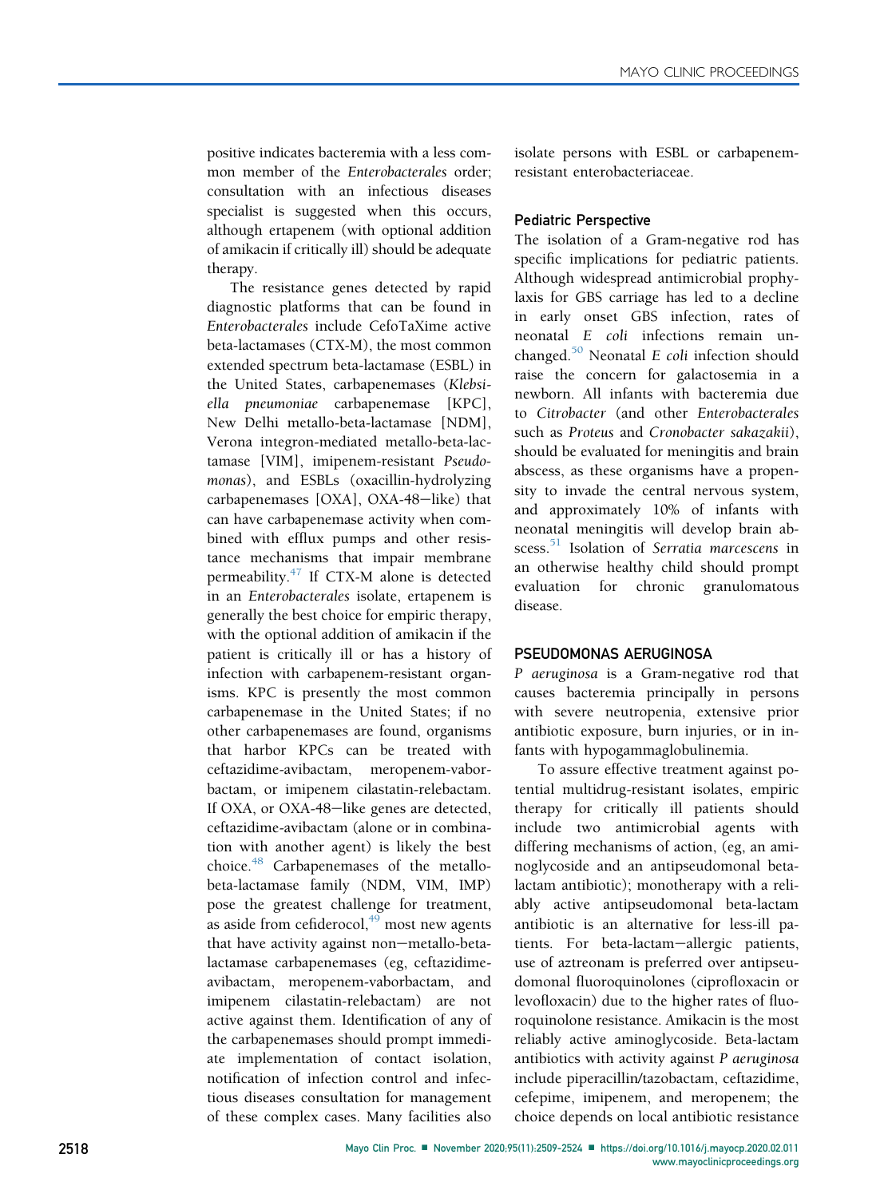positive indicates bacteremia with a less common member of the *Enterobacterales* order; consultation with an infectious diseases specialist is suggested when this occurs, although ertapenem (with optional addition of amikacin if critically ill) should be adequate therapy.

The resistance genes detected by rapid diagnostic platforms that can be found in *Enterobacterales* include CefoTaXime active beta-lactamases (CTX-M), the most common extended spectrum beta-lactamase (ESBL) in the United States, carbapenemases (*Klebsiella pneumoniae* carbapenemase [KPC], New Delhi metallo-beta-lactamase [NDM], Verona integron-mediated metallo-beta-lactamase [VIM], imipenem-resistant *Pseudomonas*), and ESBLs (oxacillin-hydrolyzing carbapenemases [OXA], OXA-48–like) that can have carbapenemase activity when combined with efflux pumps and other resistance mechanisms that impair membrane permeability.[47] If CTX-M alone is detected in an *Enterobacterales* isolate, ertapenem is generally the best choice for empiric therapy, with the optional addition of amikacin if the patient is critically ill or has a history of infection with carbapenem-resistant organisms. KPC is presently the most common carbapenemase in the United States; if no other carbapenemases are found, organisms that harbor KPCs can be treated with ceftazidime-avibactam, meropenem-vaborbactam, or imipenem cilastatin-relebactam. If OXA, or OXA-48–like genes are detected, ceftazidime-avibactam (alone or in combination with another agent) is likely the best choice.[48] Carbapenemases of the metallo-beta-lactamase family (NDM, VIM, IMP) pose the greatest challenge for treatment, as aside from cefiderocol,[49] most new agents that have activity against non–metallo-beta-lactamase carbapenemases (eg, ceftazidime-avibactam, meropenem-vaborbactam, and imipenem cilastatin-relebactam) are not active against them. Identification of any of the carbapenemases should prompt immediate implementation of contact isolation, notification of infection control and infectious diseases consultation for management of these complex cases. Many facilities also isolate persons with ESBL or carbapenem-resistant enterobacteriaceae.

### Pediatric Perspective

The isolation of a Gram-negative rod has specific implications for pediatric patients. Although widespread antimicrobial prophylaxis for GBS carriage has led to a decline in early onset GBS infection, rates of neonatal *E coli* infections remain unchanged.[50] Neonatal *E coli* infection should raise the concern for galactosemia in a newborn. All infants with bacteremia due to *Citrobacter* (and other *Enterobacterales* such as *Proteus* and *Cronobacter sakazakii*), should be evaluated for meningitis and brain abscess, as these organisms have a propensity to invade the central nervous system, and approximately 10% of infants with neonatal meningitis will develop brain abscess.[51] Isolation of *Serratia marcescens* in an otherwise healthy child should prompt evaluation for chronic granulomatous disease.

## PSEUDOMONAS AERUGINOSA

*P aeruginosa* is a Gram-negative rod that causes bacteremia principally in persons with severe neutropenia, extensive prior antibiotic exposure, burn injuries, or in infants with hypogammaglobulinemia.

To assure effective treatment against potential multidrug-resistant isolates, empiric therapy for critically ill patients should include two antimicrobial agents with differing mechanisms of action, (eg, an aminoglycoside and an antipseudomonal beta-lactam antibiotic); monotherapy with a reliably active antipseudomonal beta-lactam antibiotic is an alternative for less-ill patients. For beta-lactam–allergic patients, use of aztreonam is preferred over antipseudomonal fluoroquinolones (ciprofloxacin or levofloxacin) due to the higher rates of fluoroquinolone resistance. Amikacin is the most reliably active aminoglycoside. Beta-lactam antibiotics with activity against *P aeruginosa* include piperacillin/tazobactam, ceftazidime, cefepime, imipenem, and meropenem; the choice depends on local antibiotic resistance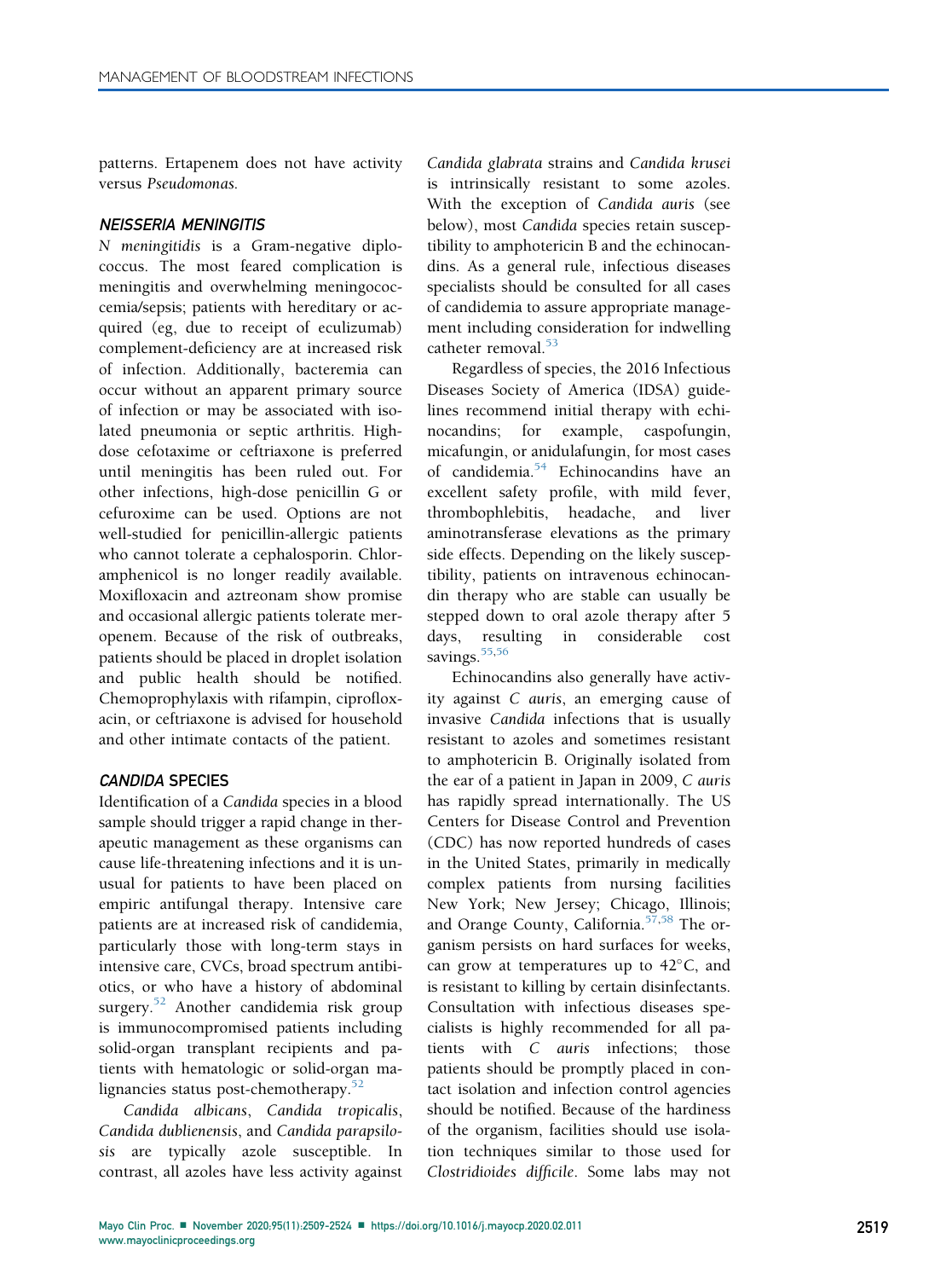patterns. Ertapenem does not have activity versus *Pseudomonas*.

### *NEISSERIA MENINGITIS*

*N meningitidis* is a Gram-negative diplococcus. The most feared complication is meningitis and overwhelming meningococcemia/sepsis; patients with hereditary or acquired (eg, due to receipt of eculizumab) complement-deficiency are at increased risk of infection. Additionally, bacteremia can occur without an apparent primary source of infection or may be associated with isolated pneumonia or septic arthritis. High-dose cefotaxime or ceftriaxone is preferred until meningitis has been ruled out. For other infections, high-dose penicillin G or cefuroxime can be used. Options are not well-studied for penicillin-allergic patients who cannot tolerate a cephalosporin. Chloramphenicol is no longer readily available. Moxifloxacin and aztreonam show promise and occasional allergic patients tolerate meropenem. Because of the risk of outbreaks, patients should be placed in droplet isolation and public health should be notified. Chemoprophylaxis with rifampin, ciprofloxacin, or ceftriaxone is advised for household and other intimate contacts of the patient.

### *CANDIDA* SPECIES

Identification of a *Candida* species in a blood sample should trigger a rapid change in therapeutic management as these organisms can cause life-threatening infections and it is unusual for patients to have been placed on empiric antifungal therapy. Intensive care patients are at increased risk of candidemia, particularly those with long-term stays in intensive care, CVCs, broad spectrum antibiotics, or who have a history of abdominal surgery.[52] Another candidemia risk group is immunocompromised patients including solid-organ transplant recipients and patients with hematologic or solid-organ malignancies status post-chemotherapy.[52]

*Candida albicans*, *Candida tropicalis*, *Candida dublienensis*, and *Candida parapsilosis* are typically azole susceptible. In contrast, all azoles have less activity against *Candida glabrata* strains and *Candida krusei* is intrinsically resistant to some azoles. With the exception of *Candida auris* (see below), most *Candida* species retain susceptibility to amphotericin B and the echinocandins. As a general rule, infectious diseases specialists should be consulted for all cases of candidemia to assure appropriate management including consideration for indwelling catheter removal.[53]

Regardless of species, the 2016 Infectious Diseases Society of America (IDSA) guidelines recommend initial therapy with echinocandins; for example, caspofungin, micafungin, or anidulafungin, for most cases of candidemia.[54] Echinocandins have an excellent safety profile, with mild fever, thrombophlebitis, headache, and liver aminotransferase elevations as the primary side effects. Depending on the likely susceptibility, patients on intravenous echinocandin therapy who are stable can usually be stepped down to oral azole therapy after 5 days, resulting in considerable cost savings.[55,56]

Echinocandins also generally have activity against *C auris*, an emerging cause of invasive *Candida* infections that is usually resistant to azoles and sometimes resistant to amphotericin B. Originally isolated from the ear of a patient in Japan in 2009, *C auris* has rapidly spread internationally. The US Centers for Disease Control and Prevention (CDC) has now reported hundreds of cases in the United States, primarily in medically complex patients from nursing facilities New York; New Jersey; Chicago, Illinois; and Orange County, California.[57,58] The organism persists on hard surfaces for weeks, can grow at temperatures up to 42°C, and is resistant to killing by certain disinfectants. Consultation with infectious diseases specialists is highly recommended for all patients with *C auris* infections; those patients should be promptly placed in contact isolation and infection control agencies should be notified. Because of the hardiness of the organism, facilities should use isolation techniques similar to those used for *Clostridioides difficile*. Some labs may not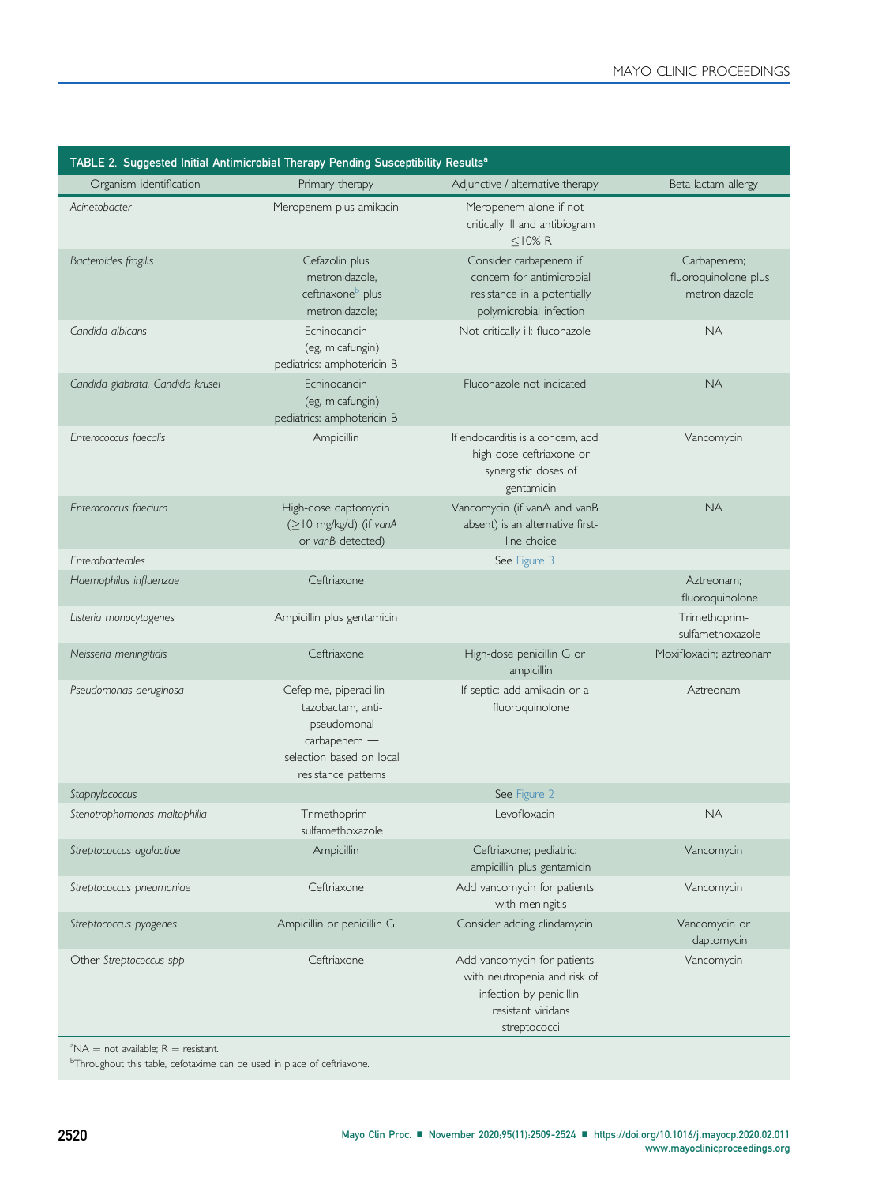TABLE 2. Suggested Initial Antimicrobial Therapy Pending Susceptibility Results[a]

| Organism identification | Primary therapy | Adjunctive / alternative therapy | Beta-lactam allergy |
|---|---|---|---|
| *Acinetobacter* | Meropenem plus amikacin | Meropenem alone if not critically ill and antibiogram ≤10% R | |
| *Bacteroides fragilis* | Cefazolin plus metronidazole, ceftriaxone[b] plus metronidazole; | Consider carbapenem if concern for antimicrobial resistance in a potentially polymicrobial infection | Carbapenem; fluoroquinolone plus metronidazole |
| *Candida albicans* | Echinocandin (eg, micafungin) pediatrics: amphotericin B | Not critically ill: fluconazole | NA |
| *Candida glabrata, Candida krusei* | Echinocandin (eg, micafungin) pediatrics: amphotericin B | Fluconazole not indicated | NA |
| *Enterococcus faecalis* | Ampicillin | If endocarditis is a concern, add high-dose ceftriaxone or synergistic doses of gentamicin | Vancomycin |
| *Enterococcus faecium* | High-dose daptomycin (≥10 mg/kg/d) (if *vanA* or *vanB* detected) | Vancomycin (if vanA and vanB absent) is an alternative first-line choice | NA |
| *Enterobacterales* | | See Figure 3 | |
| *Haemophilus influenzae* | Ceftriaxone | | Aztreonam; fluoroquinolone |
| *Listeria monocytogenes* | Ampicillin plus gentamicin | | Trimethoprim-sulfamethoxazole |
| *Neisseria meningitidis* | Ceftriaxone | High-dose penicillin G or ampicillin | Moxifloxacin; aztreonam |
| *Pseudomonas aeruginosa* | Cefepime, piperacillin-tazobactam, anti-pseudomonal carbapenem — selection based on local resistance patterns | If septic: add amikacin or a fluoroquinolone | Aztreonam |
| *Staphylococcus* | | See Figure 2 | |
| *Stenotrophomonas maltophilia* | Trimethoprim-sulfamethoxazole | Levofloxacin | NA |
| *Streptococcus agalactiae* | Ampicillin | Ceftriaxone; pediatric: ampicillin plus gentamicin | Vancomycin |
| *Streptococcus pneumoniae* | Ceftriaxone | Add vancomycin for patients with meningitis | Vancomycin |
| *Streptococcus pyogenes* | Ampicillin or penicillin G | Consider adding clindamycin | Vancomycin or daptomycin |
| Other *Streptococcus spp* | Ceftriaxone | Add vancomycin for patients with neutropenia and risk of infection by penicillin-resistant viridans streptococci | Vancomycin |

[a]NA = not available; R = resistant.

[b]Throughout this table, cefotaxime can be used in place of ceftriaxone.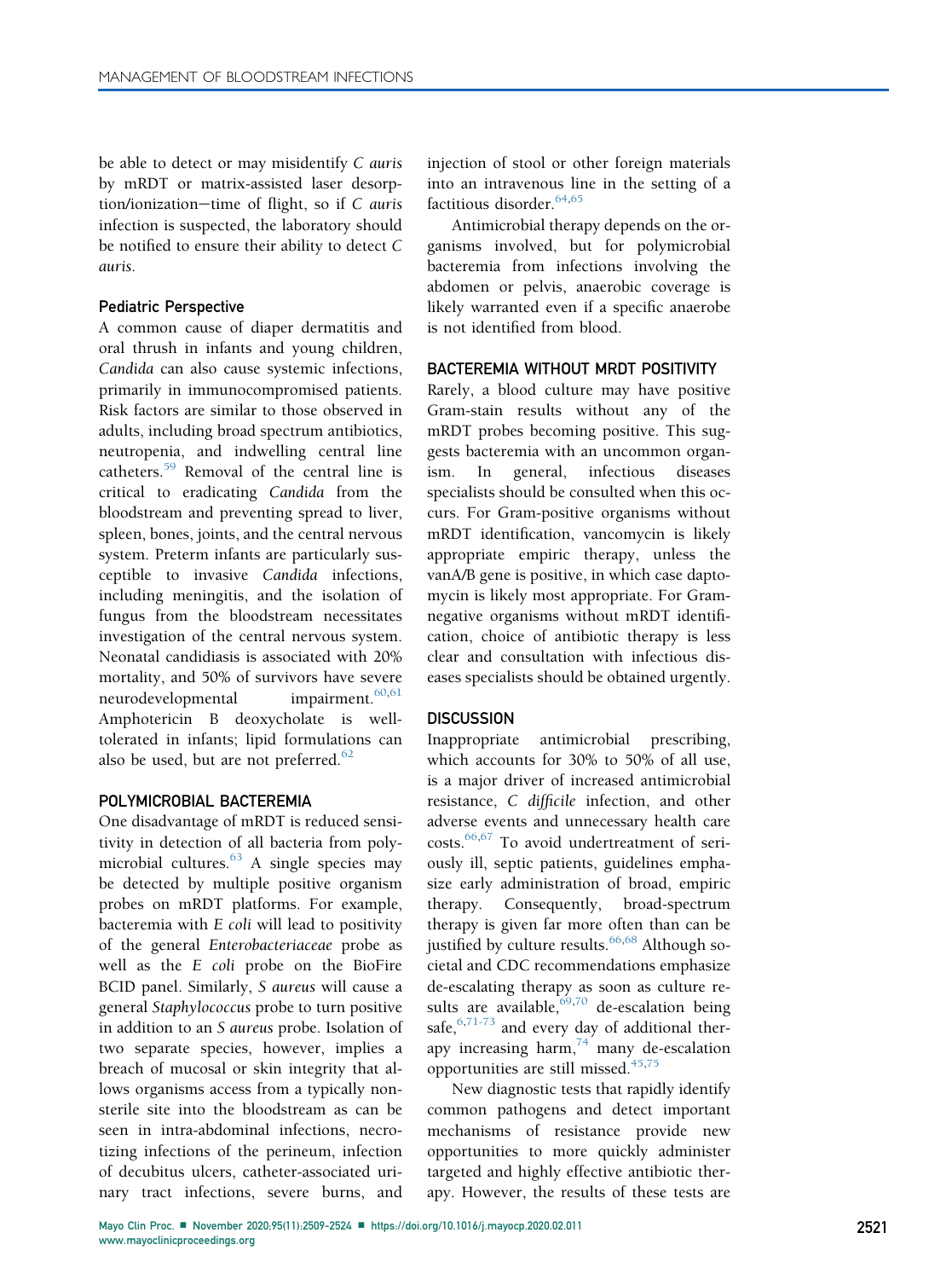be able to detect or may misidentify *C auris* by mRDT or matrix-assisted laser desorption/ionization−time of flight, so if *C auris* infection is suspected, the laboratory should be notified to ensure their ability to detect *C auris*.

### Pediatric Perspective

A common cause of diaper dermatitis and oral thrush in infants and young children, *Candida* can also cause systemic infections, primarily in immunocompromised patients. Risk factors are similar to those observed in adults, including broad spectrum antibiotics, neutropenia, and indwelling central line catheters.[59] Removal of the central line is critical to eradicating *Candida* from the bloodstream and preventing spread to liver, spleen, bones, joints, and the central nervous system. Preterm infants are particularly susceptible to invasive *Candida* infections, including meningitis, and the isolation of fungus from the bloodstream necessitates investigation of the central nervous system. Neonatal candidiasis is associated with 20% mortality, and 50% of survivors have severe neurodevelopmental impairment.[60,61] Amphotericin B deoxycholate is well-tolerated in infants; lipid formulations can also be used, but are not preferred.[62]

## POLYMICROBIAL BACTEREMIA

One disadvantage of mRDT is reduced sensitivity in detection of all bacteria from polymicrobial cultures.[63] A single species may be detected by multiple positive organism probes on mRDT platforms. For example, bacteremia with *E coli* will lead to positivity of the general *Enterobacteriaceae* probe as well as the *E coli* probe on the BioFire BCID panel. Similarly, *S aureus* will cause a general *Staphylococcus* probe to turn positive in addition to an *S aureus* probe. Isolation of two separate species, however, implies a breach of mucosal or skin integrity that allows organisms access from a typically nonsterile site into the bloodstream as can be seen in intra-abdominal infections, necrotizing infections of the perineum, infection of decubitus ulcers, catheter-associated urinary tract infections, severe burns, and injection of stool or other foreign materials into an intravenous line in the setting of a factitious disorder.[64,65]

Antimicrobial therapy depends on the organisms involved, but for polymicrobial bacteremia from infections involving the abdomen or pelvis, anaerobic coverage is likely warranted even if a specific anaerobe is not identified from blood.

## BACTEREMIA WITHOUT MRDT POSITIVITY

Rarely, a blood culture may have positive Gram-stain results without any of the mRDT probes becoming positive. This suggests bacteremia with an uncommon organism. In general, infectious diseases specialists should be consulted when this occurs. For Gram-positive organisms without mRDT identification, vancomycin is likely appropriate empiric therapy, unless the vanA/B gene is positive, in which case daptomycin is likely most appropriate. For Gram-negative organisms without mRDT identification, choice of antibiotic therapy is less clear and consultation with infectious diseases specialists should be obtained urgently.

## DISCUSSION

Inappropriate antimicrobial prescribing, which accounts for 30% to 50% of all use, is a major driver of increased antimicrobial resistance, *C difficile* infection, and other adverse events and unnecessary health care costs.[66,67] To avoid undertreatment of seriously ill, septic patients, guidelines emphasize early administration of broad, empiric therapy. Consequently, broad-spectrum therapy is given far more often than can be justified by culture results.[66,68] Although societal and CDC recommendations emphasize de-escalating therapy as soon as culture results are available,[69,70] de-escalation being safe,[6,71-73] and every day of additional therapy increasing harm,[74] many de-escalation opportunities are still missed.[45,75]

New diagnostic tests that rapidly identify common pathogens and detect important mechanisms of resistance provide new opportunities to more quickly administer targeted and highly effective antibiotic therapy. However, the results of these tests are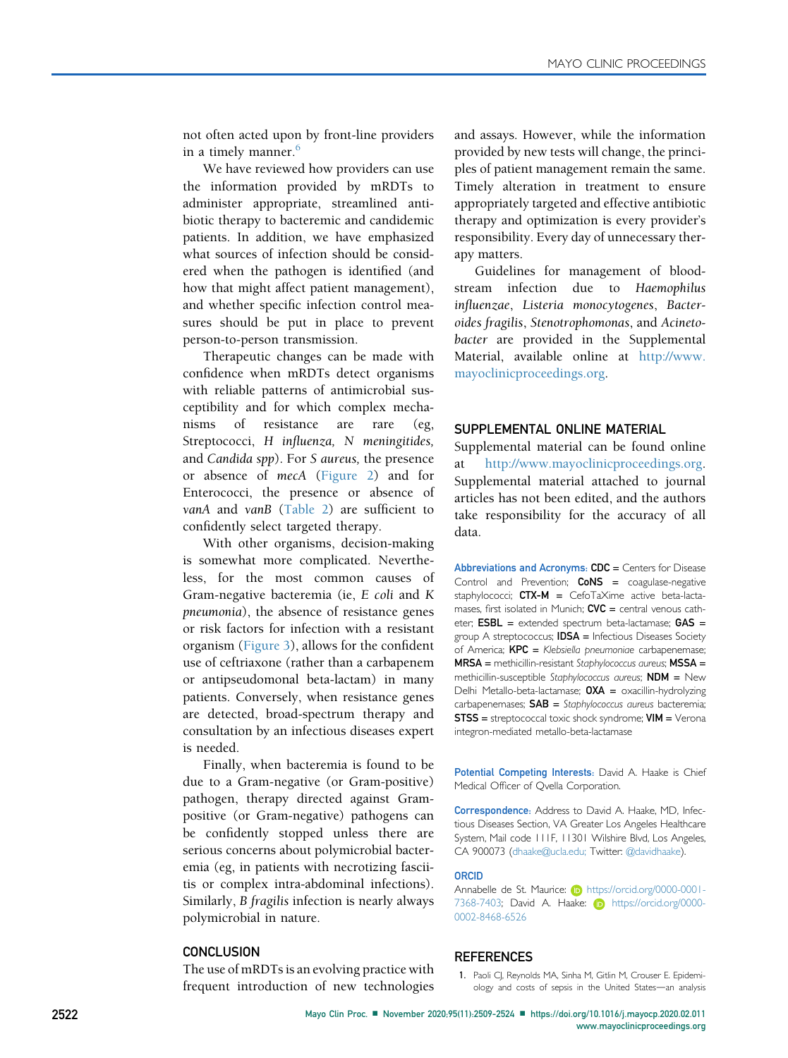not often acted upon by front-line providers in a timely manner.[6]

We have reviewed how providers can use the information provided by mRDTs to administer appropriate, streamlined antibiotic therapy to bacteremic and candidemic patients. In addition, we have emphasized what sources of infection should be considered when the pathogen is identified (and how that might affect patient management), and whether specific infection control measures should be put in place to prevent person-to-person transmission.

Therapeutic changes can be made with confidence when mRDTs detect organisms with reliable patterns of antimicrobial susceptibility and for which complex mechanisms of resistance are rare (eg, Streptococci, *H influenza, N meningitides,* and *Candida spp*). For *S aureus,* the presence or absence of *mecA* (Figure 2) and for Enterococci, the presence or absence of *vanA* and *vanB* (Table 2) are sufficient to confidently select targeted therapy.

With other organisms, decision-making is somewhat more complicated. Nevertheless, for the most common causes of Gram-negative bacteremia (ie, *E coli* and *K pneumonia*), the absence of resistance genes or risk factors for infection with a resistant organism (Figure 3), allows for the confident use of ceftriaxone (rather than a carbapenem or antipseudomonal beta-lactam) in many patients. Conversely, when resistance genes are detected, broad-spectrum therapy and consultation by an infectious diseases expert is needed.

Finally, when bacteremia is found to be due to a Gram-negative (or Gram-positive) pathogen, therapy directed against Gram-positive (or Gram-negative) pathogens can be confidently stopped unless there are serious concerns about polymicrobial bacteremia (eg, in patients with necrotizing fasciitis or complex intra-abdominal infections). Similarly, *B fragilis* infection is nearly always polymicrobial in nature.

## CONCLUSION

The use of mRDTs is an evolving practice with frequent introduction of new technologies and assays. However, while the information provided by new tests will change, the principles of patient management remain the same. Timely alteration in treatment to ensure appropriately targeted and effective antibiotic therapy and optimization is every provider's responsibility. Every day of unnecessary therapy matters.

Guidelines for management of bloodstream infection due to *Haemophilus influenzae*, *Listeria monocytogenes*, *Bacteroides fragilis*, *Stenotrophomonas*, and *Acinetobacter* are provided in the Supplemental Material, available online at http://www.mayoclinicproceedings.org.

## SUPPLEMENTAL ONLINE MATERIAL

Supplemental material can be found online at http://www.mayoclinicproceedings.org. Supplemental material attached to journal articles has not been edited, and the authors take responsibility for the accuracy of all data.

**Abbreviations and Acronyms:** **CDC** = Centers for Disease Control and Prevention; **CoNS** = coagulase-negative staphylococci; **CTX-M** = CefoTaXime active beta-lactamases, first isolated in Munich; **CVC** = central venous catheter; **ESBL** = extended spectrum beta-lactamase; **GAS** = group A streptococcus; **IDSA** = Infectious Diseases Society of America; **KPC** = *Klebsiella pneumoniae* carbapenemase; **MRSA** = methicillin-resistant *Staphylococcus aureus*; **MSSA** = methicillin-susceptible *Staphylococcus aureus*; **NDM** = New Delhi Metallo-beta-lactamase; **OXA** = oxacillin-hydrolyzing carbapenemases; **SAB** = *Staphylococcus aureus* bacteremia; **STSS** = streptococcal toxic shock syndrome; **VIM** = Verona integron-mediated metallo-beta-lactamase

**Potential Competing Interests:** David A. Haake is Chief Medical Officer of Qvella Corporation.

**Correspondence:** Address to David A. Haake, MD, Infectious Diseases Section, VA Greater Los Angeles Healthcare System, Mail code 111F, 11301 Wilshire Blvd, Los Angeles, CA 900073 (dhaake@ucla.edu; Twitter: @davidhaake).

**ORCID**

Annabelle de St. Maurice: https://orcid.org/0000-0001-7368-7403; David A. Haake: https://orcid.org/0000-0002-8468-6526

## REFERENCES

1. Paoli CJ, Reynolds MA, Sinha M, Gitlin M, Crouser E. Epidemiology and costs of sepsis in the United States—an analysis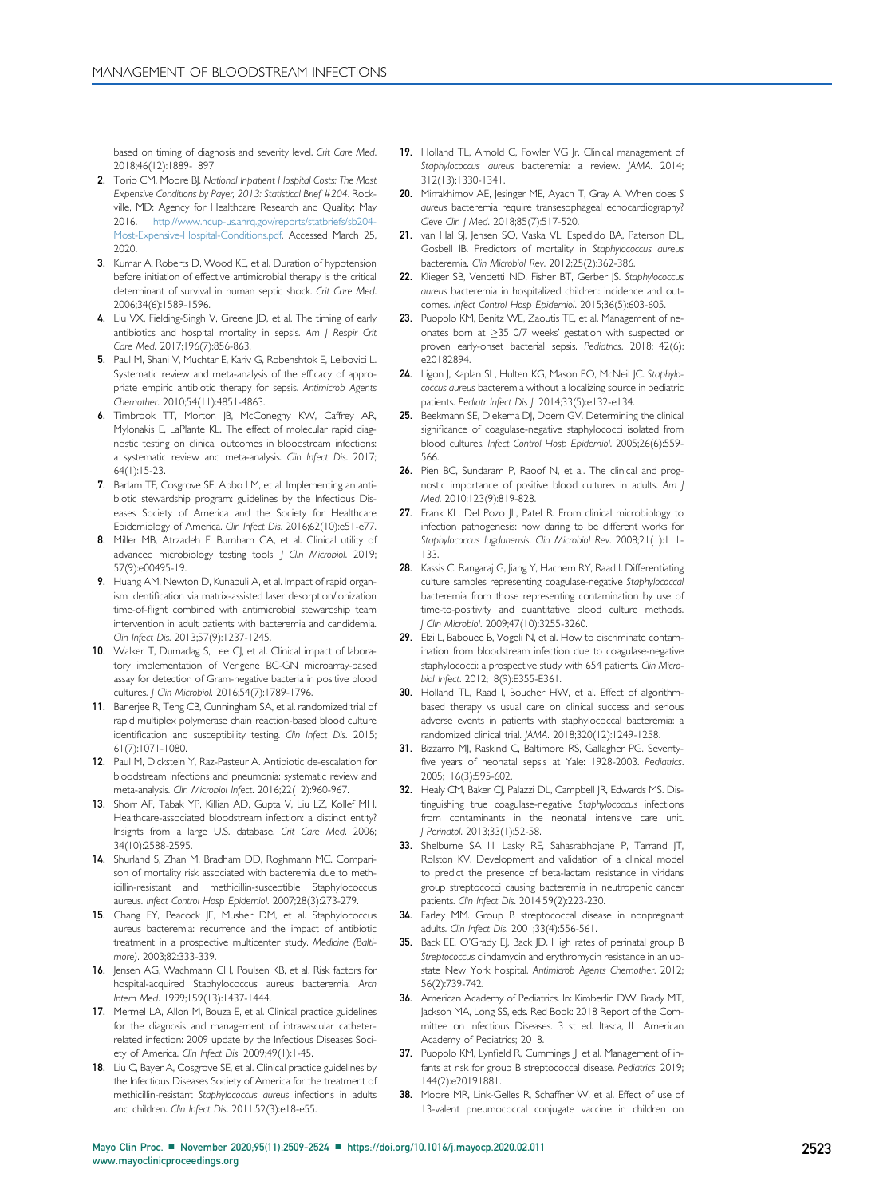based on timing of diagnosis and severity level. *Crit Care Med*. 2018;46(12):1889-1897.

2. Torio CM, Moore BJ. *National Inpatient Hospital Costs: The Most Expensive Conditions by Payer, 2013: Statistical Brief #204*. Rockville, MD: Agency for Healthcare Research and Quality; May 2016. http://www.hcup-us.ahrq.gov/reports/statbriefs/sb204-Most-Expensive-Hospital-Conditions.pdf. Accessed March 25, 2020.
3. Kumar A, Roberts D, Wood KE, et al. Duration of hypotension before initiation of effective antimicrobial therapy is the critical determinant of survival in human septic shock. *Crit Care Med*. 2006;34(6):1589-1596.
4. Liu VX, Fielding-Singh V, Greene JD, et al. The timing of early antibiotics and hospital mortality in sepsis. *Am J Respir Crit Care Med*. 2017;196(7):856-863.
5. Paul M, Shani V, Muchtar E, Kariv G, Robenshtok E, Leibovici L. Systematic review and meta-analysis of the efficacy of appropriate empiric antibiotic therapy for sepsis. *Antimicrob Agents Chemother*. 2010;54(11):4851-4863.
6. Timbrook TT, Morton JB, McConeghy KW, Caffrey AR, Mylonakis E, LaPlante KL. The effect of molecular rapid diagnostic testing on clinical outcomes in bloodstream infections: a systematic review and meta-analysis. *Clin Infect Dis*. 2017;64(1):15-23.
7. Barlam TF, Cosgrove SE, Abbo LM, et al. Implementing an antibiotic stewardship program: guidelines by the Infectious Diseases Society of America and the Society for Healthcare Epidemiology of America. *Clin Infect Dis*. 2016;62(10):e51-e77.
8. Miller MB, Atrzadeh F, Burnham CA, et al. Clinical utility of advanced microbiology testing tools. *J Clin Microbiol*. 2019;57(9):e00495-19.
9. Huang AM, Newton D, Kunapuli A, et al. Impact of rapid organism identification via matrix-assisted laser desorption/ionization time-of-flight combined with antimicrobial stewardship team intervention in adult patients with bacteremia and candidemia. *Clin Infect Dis*. 2013;57(9):1237-1245.
10. Walker T, Dumadag S, Lee CJ, et al. Clinical impact of laboratory implementation of Verigene BC-GN microarray-based assay for detection of Gram-negative bacteria in positive blood cultures. *J Clin Microbiol*. 2016;54(7):1789-1796.
11. Banerjee R, Teng CB, Cunningham SA, et al. randomized trial of rapid multiplex polymerase chain reaction-based blood culture identification and susceptibility testing. *Clin Infect Dis*. 2015;61(7):1071-1080.
12. Paul M, Dickstein Y, Raz-Pasteur A. Antibiotic de-escalation for bloodstream infections and pneumonia: systematic review and meta-analysis. *Clin Microbiol Infect*. 2016;22(12):960-967.
13. Shorr AF, Tabak YP, Killian AD, Gupta V, Liu LZ, Kollef MH. Healthcare-associated bloodstream infection: a distinct entity? Insights from a large U.S. database. *Crit Care Med*. 2006;34(10):2588-2595.
14. Shurland S, Zhan M, Bradham DD, Roghmann MC. Comparison of mortality risk associated with bacteremia due to methicillin-resistant and methicillin-susceptible Staphylococcus aureus. *Infect Control Hosp Epidemiol*. 2007;28(3):273-279.
15. Chang FY, Peacock JE, Musher DM, et al. Staphylococcus aureus bacteremia: recurrence and the impact of antibiotic treatment in a prospective multicenter study. *Medicine (Baltimore)*. 2003;82:333-339.
16. Jensen AG, Wachmann CH, Poulsen KB, et al. Risk factors for hospital-acquired Staphylococcus aureus bacteremia. *Arch Intern Med*. 1999;159(13):1437-1444.
17. Mermel LA, Allon M, Bouza E, et al. Clinical practice guidelines for the diagnosis and management of intravascular catheter-related infection: 2009 update by the Infectious Diseases Society of America. *Clin Infect Dis*. 2009;49(1):1-45.
18. Liu C, Bayer A, Cosgrove SE, et al. Clinical practice guidelines by the Infectious Diseases Society of America for the treatment of methicillin-resistant *Staphylococcus aureus* infections in adults and children. *Clin Infect Dis*. 2011;52(3):e18-e55.
19. Holland TL, Arnold C, Fowler VG Jr. Clinical management of *Staphylococcus aureus* bacteremia: a review. *JAMA*. 2014;312(13):1330-1341.
20. Mirrakhimov AE, Jesinger ME, Ayach T, Gray A. When does *S aureus* bacteremia require transesophageal echocardiography? *Cleve Clin J Med*. 2018;85(7):517-520.
21. van Hal SJ, Jensen SO, Vaska VL, Espedido BA, Paterson DL, Gosbell IB. Predictors of mortality in *Staphylococcus aureus* bacteremia. *Clin Microbiol Rev*. 2012;25(2):362-386.
22. Klieger SB, Vendetti ND, Fisher BT, Gerber JS. *Staphylococcus aureus* bacteremia in hospitalized children: incidence and outcomes. *Infect Control Hosp Epidemiol*. 2015;36(5):603-605.
23. Puopolo KM, Benitz WE, Zaoutis TE, et al. Management of neonates born at ≥35 0/7 weeks' gestation with suspected or proven early-onset bacterial sepsis. *Pediatrics*. 2018;142(6):e20182894.
24. Ligon J, Kaplan SL, Hulten KG, Mason EO, McNeil JC. *Staphylococcus aureus* bacteremia without a localizing source in pediatric patients. *Pediatr Infect Dis J*. 2014;33(5):e132-e134.
25. Beekmann SE, Diekema DJ, Doern GV. Determining the clinical significance of coagulase-negative staphylococci isolated from blood cultures. *Infect Control Hosp Epidemiol*. 2005;26(6):559-566.
26. Pien BC, Sundaram P, Raoof N, et al. The clinical and prognostic importance of positive blood cultures in adults. *Am J Med*. 2010;123(9):819-828.
27. Frank KL, Del Pozo JL, Patel R. From clinical microbiology to infection pathogenesis: how daring to be different works for *Staphylococcus lugdunensis*. *Clin Microbiol Rev*. 2008;21(1):111-133.
28. Kassis C, Rangaraj G, Jiang Y, Hachem RY, Raad I. Differentiating culture samples representing coagulase-negative *Staphylococcal* bacteremia from those representing contamination by use of time-to-positivity and quantitative blood culture methods. *J Clin Microbiol*. 2009;47(10):3255-3260.
29. Elzi L, Babouee B, Vogeli N, et al. How to discriminate contamination from bloodstream infection due to coagulase-negative staphylococci: a prospective study with 654 patients. *Clin Microbiol Infect*. 2012;18(9):E355-E361.
30. Holland TL, Raad I, Boucher HW, et al. Effect of algorithm-based therapy vs usual care on clinical success and serious adverse events in patients with staphylococcal bacteremia: a randomized clinical trial. *JAMA*. 2018;320(12):1249-1258.
31. Bizzarro MJ, Raskind C, Baltimore RS, Gallagher PG. Seventy-five years of neonatal sepsis at Yale: 1928-2003. *Pediatrics*. 2005;116(3):595-602.
32. Healy CM, Baker CJ, Palazzi DL, Campbell JR, Edwards MS. Distinguishing true coagulase-negative *Staphylococcus* infections from contaminants in the neonatal intensive care unit. *J Perinatol*. 2013;33(1):52-58.
33. Shelburne SA III, Lasky RE, Sahasrabhojane P, Tarrand JT, Rolston KV. Development and validation of a clinical model to predict the presence of beta-lactam resistance in viridans group streptococci causing bacteremia in neutropenic cancer patients. *Clin Infect Dis*. 2014;59(2):223-230.
34. Farley MM. Group B streptococcal disease in nonpregnant adults. *Clin Infect Dis*. 2001;33(4):556-561.
35. Back EE, O'Grady EJ, Back JD. High rates of perinatal group B *Streptococcus* clindamycin and erythromycin resistance in an upstate New York hospital. *Antimicrob Agents Chemother*. 2012;56(2):739-742.
36. American Academy of Pediatrics. In: Kimberlin DW, Brady MT, Jackson MA, Long SS, eds. Red Book: 2018 Report of the Committee on Infectious Diseases. 31st ed. Itasca, IL: American Academy of Pediatrics; 2018.
37. Puopolo KM, Lynfield R, Cummings JJ, et al. Management of infants at risk for group B streptococcal disease. *Pediatrics*. 2019;144(2):e20191881.
38. Moore MR, Link-Gelles R, Schaffner W, et al. Effect of use of 13-valent pneumococcal conjugate vaccine in children on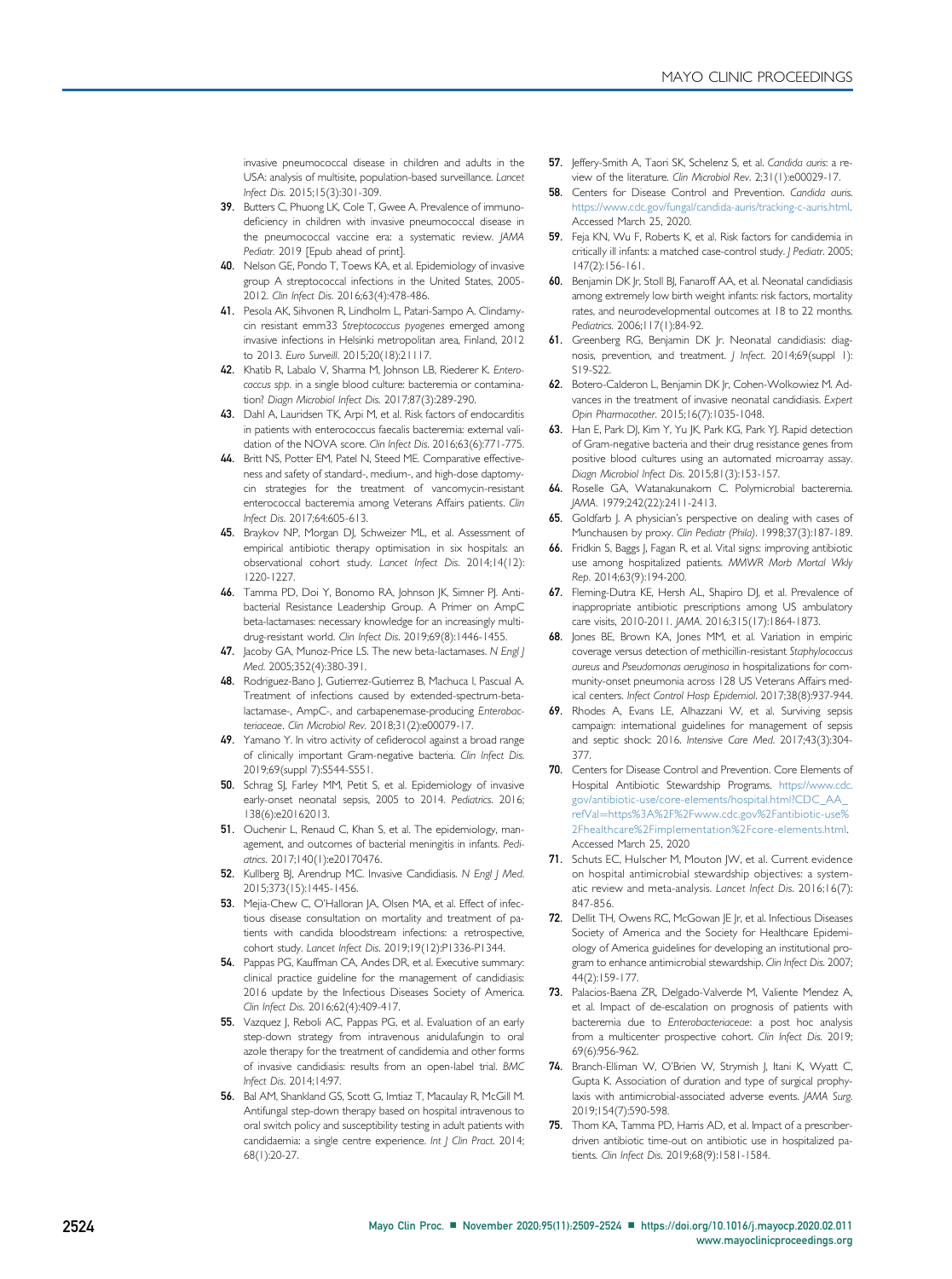invasive pneumococcal disease in children and adults in the USA: analysis of multisite, population-based surveillance. *Lancet Infect Dis*. 2015;15(3):301-309.

39. Butters C, Phuong LK, Cole T, Gwee A. Prevalence of immunodeficiency in children with invasive pneumococcal disease in the pneumococcal vaccine era: a systematic review. *JAMA Pediatr*. 2019 [Epub ahead of print].
40. Nelson GE, Pondo T, Toews KA, et al. Epidemiology of invasive group A streptococcal infections in the United States, 2005-2012. *Clin Infect Dis*. 2016;63(4):478-486.
41. Pesola AK, Sihvonen R, Lindholm L, Patari-Sampo A. Clindamycin resistant emm33 *Streptococcus pyogenes* emerged among invasive infections in Helsinki metropolitan area, Finland, 2012 to 2013. *Euro Surveill*. 2015;20(18):21117.
42. Khatib R, Labalo V, Sharma M, Johnson LB, Riederer K. *Enterococcus spp.* in a single blood culture: bacteremia or contamination? *Diagn Microbiol Infect Dis*. 2017;87(3):289-290.
43. Dahl A, Lauridsen TK, Arpi M, et al. Risk factors of endocarditis in patients with enterococcus faecalis bacteremia: external validation of the NOVA score. *Clin Infect Dis*. 2016;63(6):771-775.
44. Britt NS, Potter EM, Patel N, Steed ME. Comparative effectiveness and safety of standard-, medium-, and high-dose daptomycin strategies for the treatment of vancomycin-resistant enterococcal bacteremia among Veterans Affairs patients. *Clin Infect Dis*. 2017;64:605-613.
45. Braykov NP, Morgan DJ, Schweizer ML, et al. Assessment of empirical antibiotic therapy optimisation in six hospitals: an observational cohort study. *Lancet Infect Dis*. 2014;14(12):1220-1227.
46. Tamma PD, Doi Y, Bonomo RA, Johnson JK, Simner PJ. Antibacterial Resistance Leadership Group. A Primer on AmpC beta-lactamases: necessary knowledge for an increasingly multidrug-resistant world. *Clin Infect Dis*. 2019;69(8):1446-1455.
47. Jacoby GA, Munoz-Price LS. The new beta-lactamases. *N Engl J Med*. 2005;352(4):380-391.
48. Rodriguez-Bano J, Gutierrez-Gutierrez B, Machuca I, Pascual A. Treatment of infections caused by extended-spectrum-beta-lactamase-, AmpC-, and carbapenemase-producing *Enterobacteriaceae*. *Clin Microbiol Rev*. 2018;31(2):e00079-17.
49. Yamano Y. In vitro activity of cefiderocol against a broad range of clinically important Gram-negative bacteria. *Clin Infect Dis*. 2019;69(suppl 7):S544-S551.
50. Schrag SJ, Farley MM, Petit S, et al. Epidemiology of invasive early-onset neonatal sepsis, 2005 to 2014. *Pediatrics*. 2016;138(6):e20162013.
51. Ouchenir L, Renaud C, Khan S, et al. The epidemiology, management, and outcomes of bacterial meningitis in infants. *Pediatrics*. 2017;140(1):e20170476.
52. Kullberg BJ, Arendrup MC. Invasive Candidiasis. *N Engl J Med*. 2015;373(15):1445-1456.
53. Mejia-Chew C, O'Halloran JA, Olsen MA, et al. Effect of infectious disease consultation on mortality and treatment of patients with candida bloodstream infections: a retrospective, cohort study. *Lancet Infect Dis*. 2019;19(12):P1336-P1344.
54. Pappas PG, Kauffman CA, Andes DR, et al. Executive summary: clinical practice guideline for the management of candidiasis: 2016 update by the Infectious Diseases Society of America. *Clin Infect Dis*. 2016;62(4):409-417.
55. Vazquez J, Reboli AC, Pappas PG, et al. Evaluation of an early step-down strategy from intravenous anidulafungin to oral azole therapy for the treatment of candidemia and other forms of invasive candidiasis: results from an open-label trial. *BMC Infect Dis*. 2014;14:97.
56. Bal AM, Shankland GS, Scott G, Imtiaz T, Macaulay R, McGill M. Antifungal step-down therapy based on hospital intravenous to oral switch policy and susceptibility testing in adult patients with candidaemia: a single centre experience. *Int J Clin Pract*. 2014;68(1):20-27.
57. Jeffery-Smith A, Taori SK, Schelenz S, et al. *Candida auris*: a review of the literature. *Clin Microbiol Rev*. 2;31(1):e00029-17.
58. Centers for Disease Control and Prevention. *Candida auris*. https://www.cdc.gov/fungal/candida-auris/tracking-c-auris.html. Accessed March 25, 2020.
59. Feja KN, Wu F, Roberts K, et al. Risk factors for candidemia in critically ill infants: a matched case-control study. *J Pediatr*. 2005;147(2):156-161.
60. Benjamin DK Jr, Stoll BJ, Fanaroff AA, et al. Neonatal candidiasis among extremely low birth weight infants: risk factors, mortality rates, and neurodevelopmental outcomes at 18 to 22 months. *Pediatrics*. 2006;117(1):84-92.
61. Greenberg RG, Benjamin DK Jr. Neonatal candidiasis: diagnosis, prevention, and treatment. *J Infect*. 2014;69(suppl 1):S19-S22.
62. Botero-Calderon L, Benjamin DK Jr, Cohen-Wolkowiez M. Advances in the treatment of invasive neonatal candidiasis. *Expert Opin Pharmacother*. 2015;16(7):1035-1048.
63. Han E, Park DJ, Kim Y, Yu JK, Park KG, Park YJ. Rapid detection of Gram-negative bacteria and their drug resistance genes from positive blood cultures using an automated microarray assay. *Diagn Microbiol Infect Dis*. 2015;81(3):153-157.
64. Roselle GA, Watanakunakorn C. Polymicrobial bacteremia. *JAMA*. 1979;242(22):2411-2413.
65. Goldfarb J. A physician's perspective on dealing with cases of Munchausen by proxy. *Clin Pediatr (Phila)*. 1998;37(3):187-189.
66. Fridkin S, Baggs J, Fagan R, et al. Vital signs: improving antibiotic use among hospitalized patients. *MMWR Morb Mortal Wkly Rep*. 2014;63(9):194-200.
67. Fleming-Dutra KE, Hersh AL, Shapiro DJ, et al. Prevalence of inappropriate antibiotic prescriptions among US ambulatory care visits, 2010-2011. *JAMA*. 2016;315(17):1864-1873.
68. Jones BE, Brown KA, Jones MM, et al. Variation in empiric coverage versus detection of methicillin-resistant *Staphylococcus aureus* and *Pseudomonas aeruginosa* in hospitalizations for community-onset pneumonia across 128 US Veterans Affairs medical centers. *Infect Control Hosp Epidemiol*. 2017;38(8):937-944.
69. Rhodes A, Evans LE, Alhazzani W, et al. Surviving sepsis campaign: international guidelines for management of sepsis and septic shock: 2016. *Intensive Care Med*. 2017;43(3):304-377.
70. Centers for Disease Control and Prevention. Core Elements of Hospital Antibiotic Stewardship Programs. https://www.cdc.gov/antibiotic-use/core-elements/hospital.html?CDC_AA_refVal=https%3A%2F%2Fwww.cdc.gov%2Fantibiotic-use%2Fhealthcare%2Fimplementation%2Fcore-elements.html. Accessed March 25, 2020
71. Schuts EC, Hulscher M, Mouton JW, et al. Current evidence on hospital antimicrobial stewardship objectives: a systematic review and meta-analysis. *Lancet Infect Dis*. 2016;16(7):847-856.
72. Dellit TH, Owens RC, McGowan JE Jr, et al. Infectious Diseases Society of America and the Society for Healthcare Epidemiology of America guidelines for developing an institutional program to enhance antimicrobial stewardship. *Clin Infect Dis*. 2007;44(2):159-177.
73. Palacios-Baena ZR, Delgado-Valverde M, Valiente Mendez A, et al. Impact of de-escalation on prognosis of patients with bacteremia due to *Enterobacteriaceae*: a post hoc analysis from a multicenter prospective cohort. *Clin Infect Dis*. 2019;69(6):956-962.
74. Branch-Elliman W, O'Brien W, Strymish J, Itani K, Wyatt C, Gupta K. Association of duration and type of surgical prophylaxis with antimicrobial-associated adverse events. *JAMA Surg*. 2019;154(7):590-598.
75. Thom KA, Tamma PD, Harris AD, et al. Impact of a prescriber-driven antibiotic time-out on antibiotic use in hospitalized patients. *Clin Infect Dis*. 2019;68(9):1581-1584.